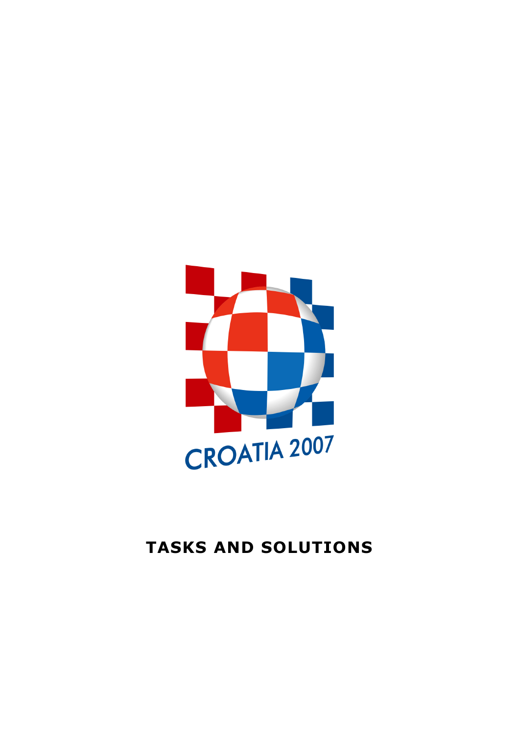CROATIA 2007

# TASKS AND SOLUTIONS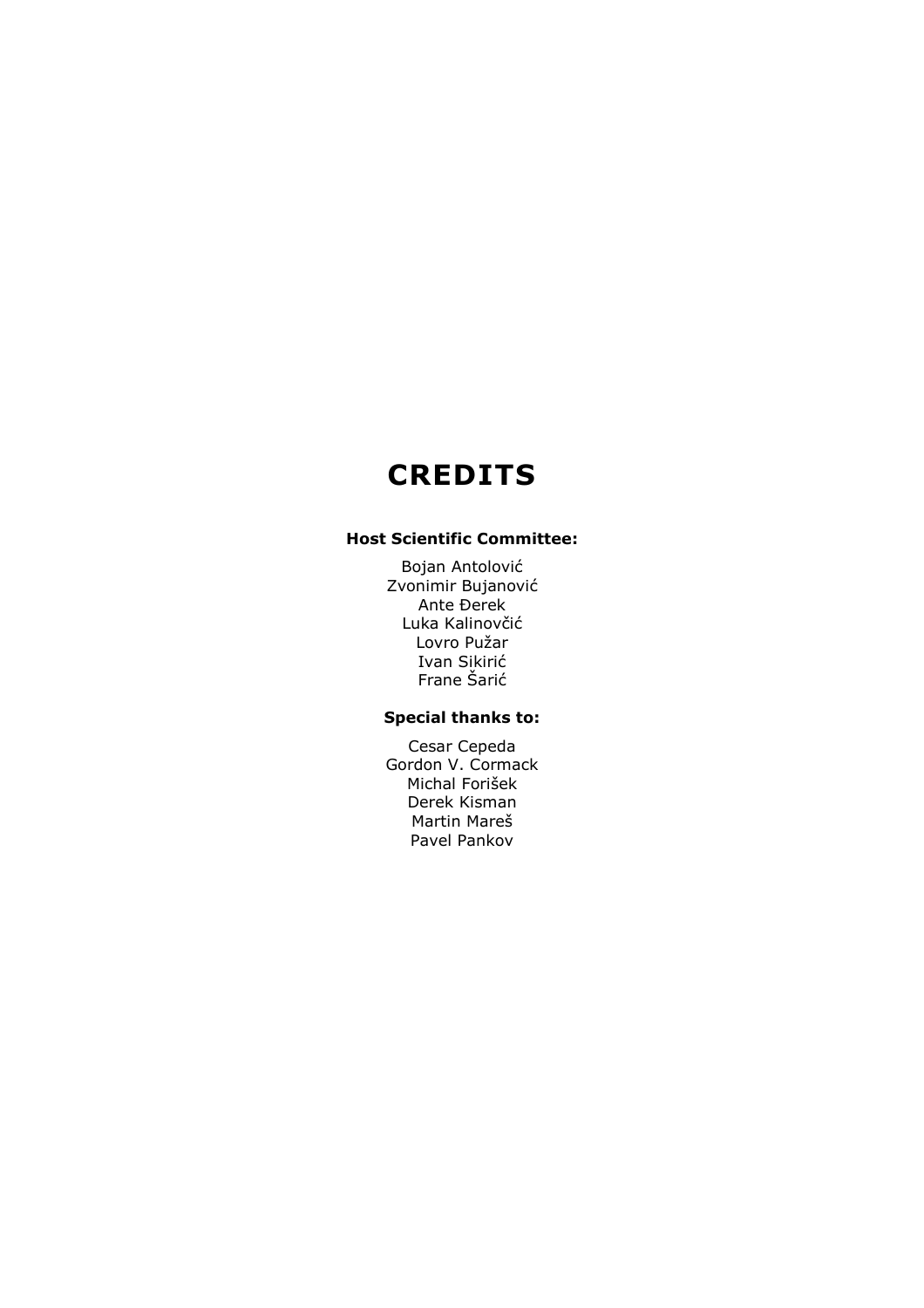# CREDITS

**Host Scientific Committee:**

Bojan Antolović
Zvonimir Bujanović
Ante Đerek
Luka Kalinovčić
Lovro Pužar
Ivan Sikirić
Frane Šarić

**Special thanks to:**

Cesar Cepeda
Gordon V. Cormack
Michal Forišek
Derek Kisman
Martin Mareš
Pavel Pankov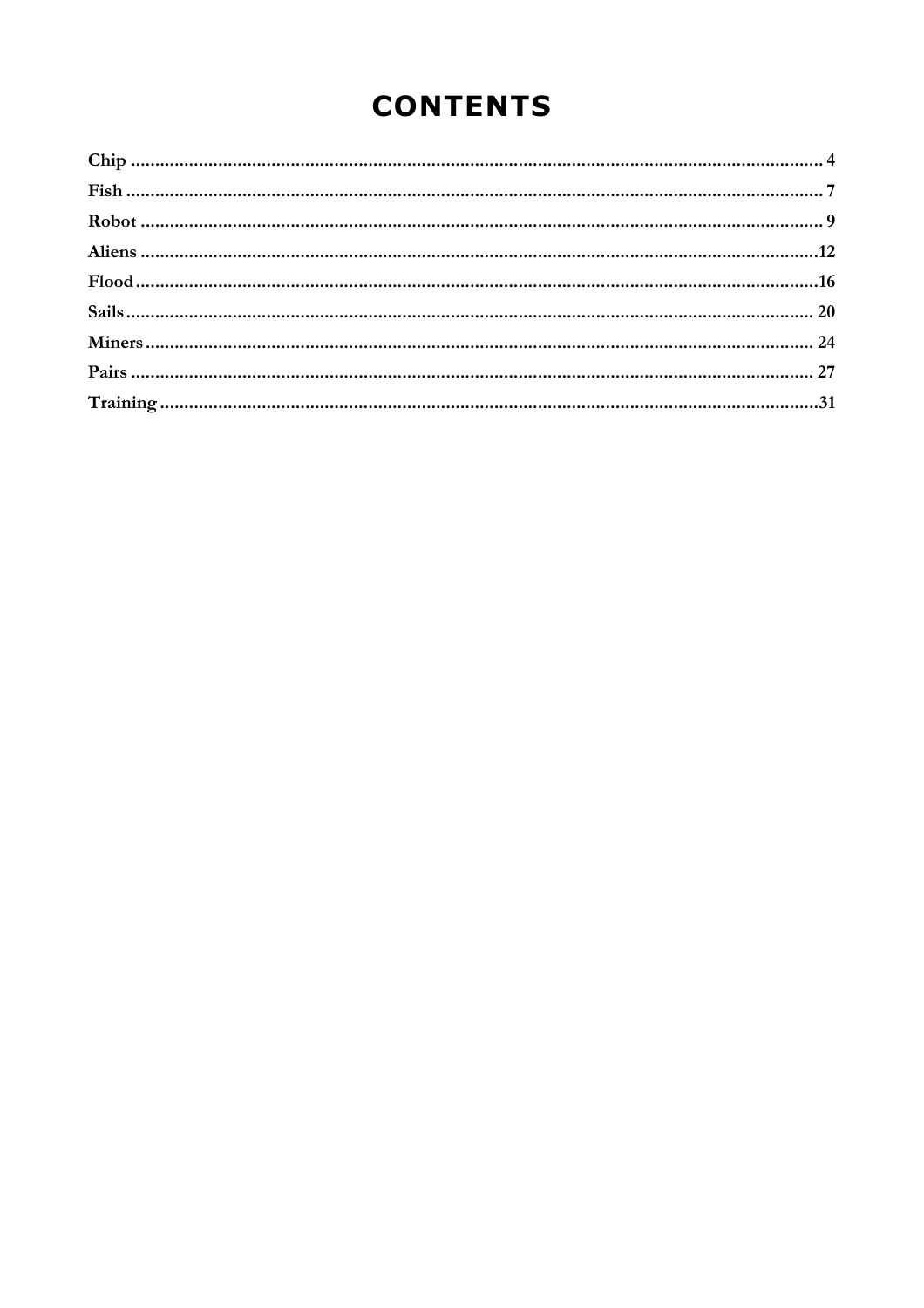# CONTENTS

Chip .............................................................................................................................................. 4
Fish .............................................................................................................................................. 7
Robot ............................................................................................................................................ 9
Aliens ..........................................................................................................................................12
Flood ...........................................................................................................................................16
Sails ............................................................................................................................................. 20
Miners .......................................................................................................................................... 24
Pairs ............................................................................................................................................ 27
Training .......................................................................................................................................31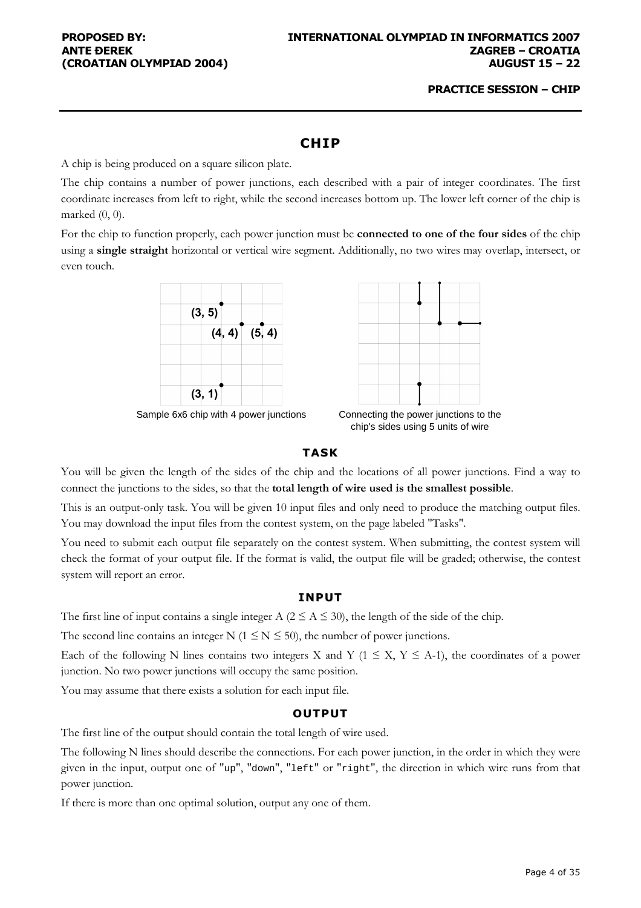PROPOSED BY:
ANTE ĐEREK
(CROATIAN OLYMPIAD 2004)

INTERNATIONAL OLYMPIAD IN INFORMATICS 2007
ZAGREB – CROATIA
AUGUST 15 – 22

PRACTICE SESSION – CHIP

# CHIP

A chip is being produced on a square silicon plate.

The chip contains a number of power junctions, each described with a pair of integer coordinates. The first coordinate increases from left to right, while the second increases bottom up. The lower left corner of the chip is marked (0, 0).

For the chip to function properly, each power junction must be **connected to one of the four sides** of the chip using a **single straight** horizontal or vertical wire segment. Additionally, no two wires may overlap, intersect, or even touch.

Sample 6x6 chip with 4 power junctions

Connecting the power junctions to the chip's sides using 5 units of wire

## TASK

You will be given the length of the sides of the chip and the locations of all power junctions. Find a way to connect the junctions to the sides, so that the **total length of wire used is the smallest possible**.

This is an output-only task. You will be given 10 input files and only need to produce the matching output files. You may download the input files from the contest system, on the page labeled "Tasks".

You need to submit each output file separately on the contest system. When submitting, the contest system will check the format of your output file. If the format is valid, the output file will be graded; otherwise, the contest system will report an error.

## INPUT

The first line of input contains a single integer A ($2 \leq A \leq 30$), the length of the side of the chip.

The second line contains an integer N ($1 \leq N \leq 50$), the number of power junctions.

Each of the following N lines contains two integers X and Y ($1 \leq X, Y \leq A-1$), the coordinates of a power junction. No two power junctions will occupy the same position.

You may assume that there exists a solution for each input file.

## OUTPUT

The first line of the output should contain the total length of wire used.

The following N lines should describe the connections. For each power junction, in the order in which they were given in the input, output one of "up", "down", "left" or "right", the direction in which wire runs from that power junction.

If there is more than one optimal solution, output any one of them.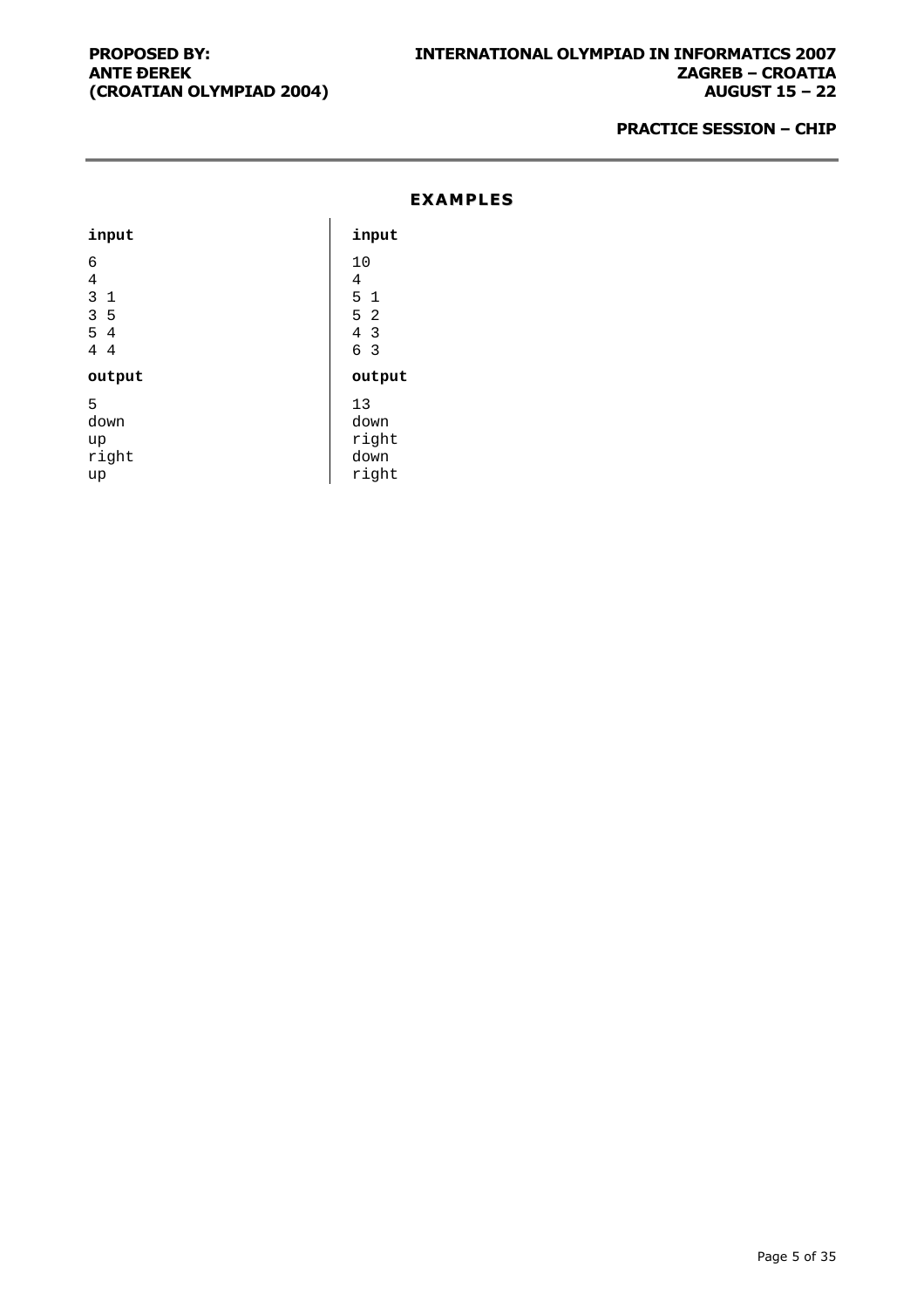## EXAMPLES

**input**

```
6
4
3 1
3 5
5 4
4 4
```

**output**

```
5
down
up
right
up
```

**input**

```
10
4
5 1
5 2
4 3
6 3
```

**output**

```
13
down
right
down
right
```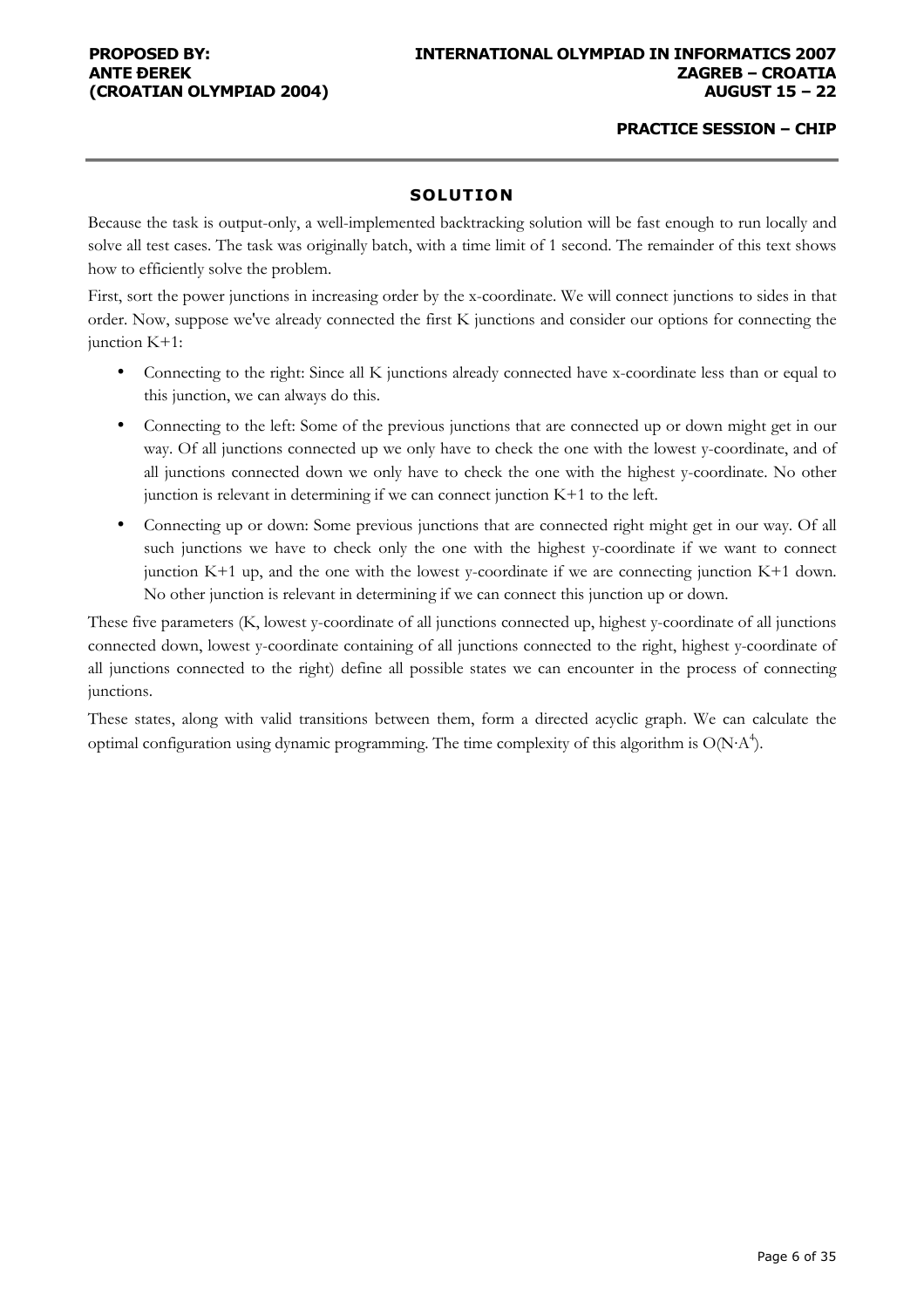## SOLUTION

Because the task is output-only, a well-implemented backtracking solution will be fast enough to run locally and solve all test cases. The task was originally batch, with a time limit of 1 second. The remainder of this text shows how to efficiently solve the problem.

First, sort the power junctions in increasing order by the x-coordinate. We will connect junctions to sides in that order. Now, suppose we've already connected the first K junctions and consider our options for connecting the junction K+1:

- Connecting to the right: Since all K junctions already connected have x-coordinate less than or equal to this junction, we can always do this.
- Connecting to the left: Some of the previous junctions that are connected up or down might get in our way. Of all junctions connected up we only have to check the one with the lowest y-coordinate, and of all junctions connected down we only have to check the one with the highest y-coordinate. No other junction is relevant in determining if we can connect junction K+1 to the left.
- Connecting up or down: Some previous junctions that are connected right might get in our way. Of all such junctions we have to check only the one with the highest y-coordinate if we want to connect junction K+1 up, and the one with the lowest y-coordinate if we are connecting junction K+1 down. No other junction is relevant in determining if we can connect this junction up or down.

These five parameters (K, lowest y-coordinate of all junctions connected up, highest y-coordinate of all junctions connected down, lowest y-coordinate containing of all junctions connected to the right, highest y-coordinate of all junctions connected to the right) define all possible states we can encounter in the process of connecting junctions.

These states, along with valid transitions between them, form a directed acyclic graph. We can calculate the optimal configuration using dynamic programming. The time complexity of this algorithm is $O(N \cdot A^4)$.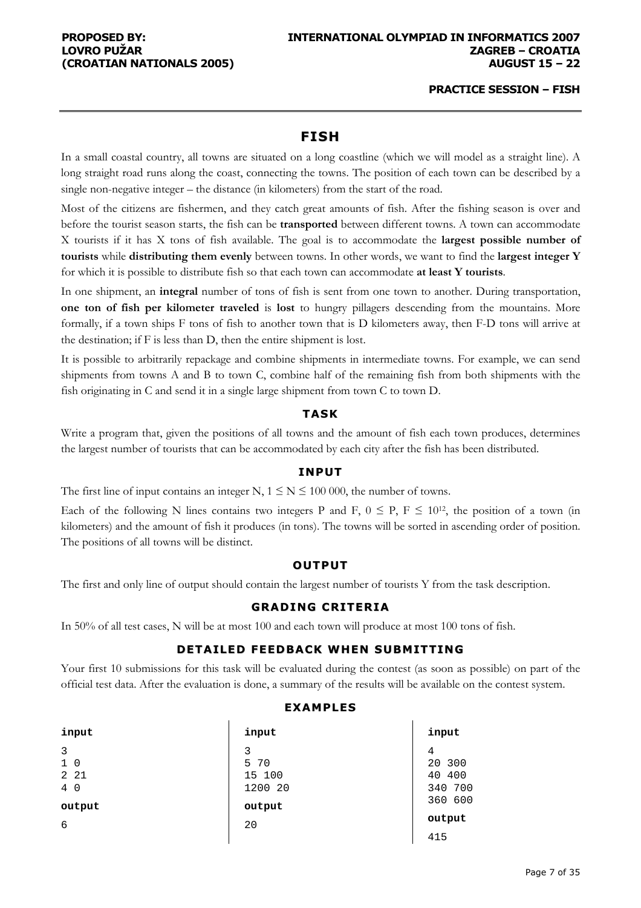# FISH

In a small coastal country, all towns are situated on a long coastline (which we will model as a straight line). A long straight road runs along the coast, connecting the towns. The position of each town can be described by a single non-negative integer – the distance (in kilometers) from the start of the road.

Most of the citizens are fishermen, and they catch great amounts of fish. After the fishing season is over and before the tourist season starts, the fish can be **transported** between different towns. A town can accommodate X tourists if it has X tons of fish available. The goal is to accommodate the **largest possible number of tourists** while **distributing them evenly** between towns. In other words, we want to find the **largest integer Y** for which it is possible to distribute fish so that each town can accommodate **at least Y tourists**.

In one shipment, an **integral** number of tons of fish is sent from one town to another. During transportation, **one ton of fish per kilometer traveled** is **lost** to hungry pillagers descending from the mountains. More formally, if a town ships F tons of fish to another town that is D kilometers away, then F-D tons will arrive at the destination; if F is less than D, then the entire shipment is lost.

It is possible to arbitrarily repackage and combine shipments in intermediate towns. For example, we can send shipments from towns A and B to town C, combine half of the remaining fish from both shipments with the fish originating in C and send it in a single large shipment from town C to town D.

## TASK

Write a program that, given the positions of all towns and the amount of fish each town produces, determines the largest number of tourists that can be accommodated by each city after the fish has been distributed.

## INPUT

The first line of input contains an integer N, $1 \leq N \leq 100\ 000$, the number of towns.

Each of the following N lines contains two integers P and F, $0 \leq P, F \leq 10^{12}$, the position of a town (in kilometers) and the amount of fish it produces (in tons). The towns will be sorted in ascending order of position. The positions of all towns will be distinct.

## OUTPUT

The first and only line of output should contain the largest number of tourists Y from the task description.

## GRADING CRITERIA

In 50% of all test cases, N will be at most 100 and each town will produce at most 100 tons of fish.

## DETAILED FEEDBACK WHEN SUBMITTING

Your first 10 submissions for this task will be evaluated during the contest (as soon as possible) on part of the official test data. After the evaluation is done, a summary of the results will be available on the contest system.

## EXAMPLES

**input**
```
3
1 0
2 21
4 0
```
**output**
```
6
```

**input**
```
3
5 70
15 100
1200 20
```
**output**
```
20
```

**input**
```
4
20 300
40 400
340 700
360 600
```
**output**
```
415
```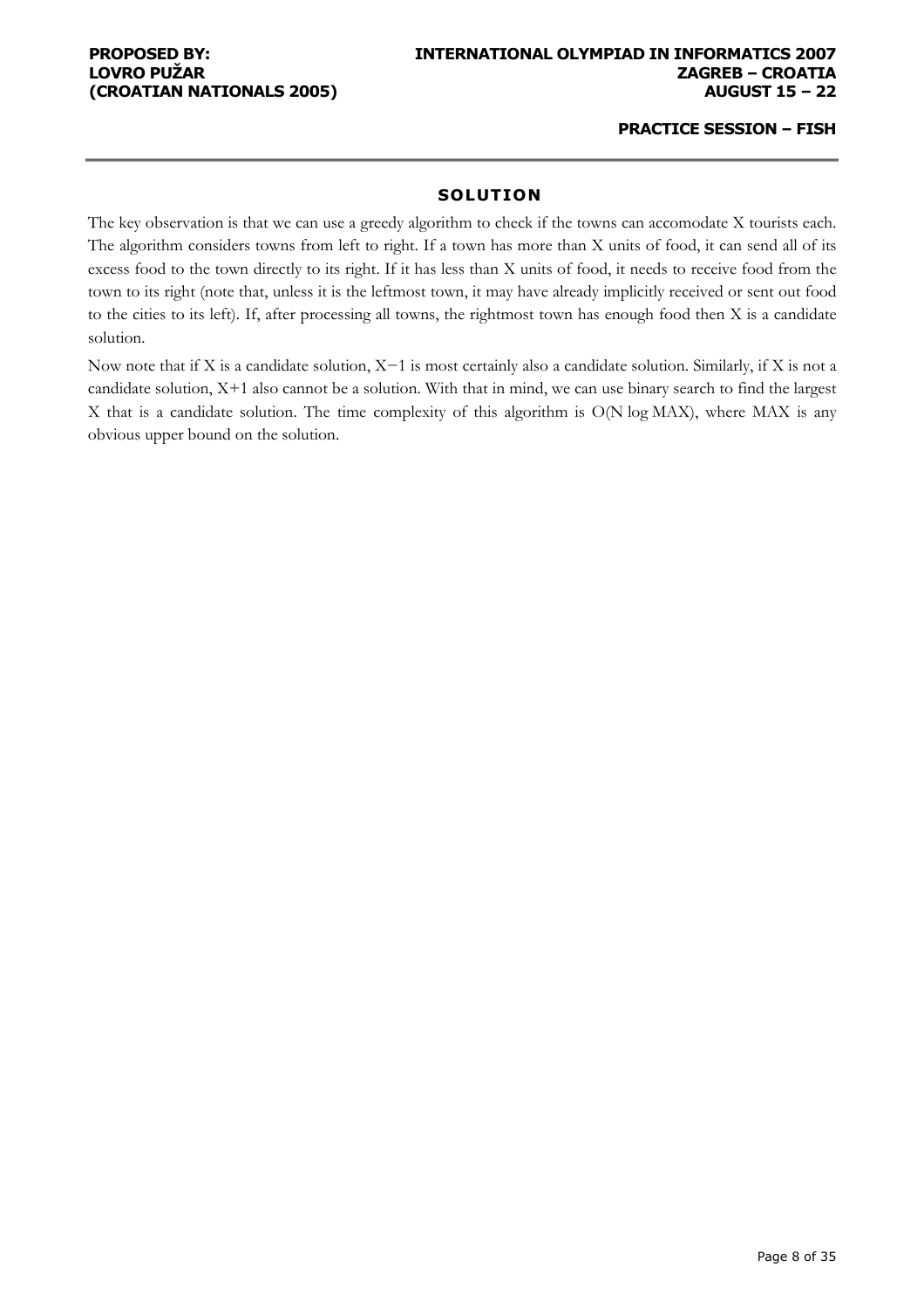## SOLUTION

The key observation is that we can use a greedy algorithm to check if the towns can accomodate X tourists each. The algorithm considers towns from left to right. If a town has more than X units of food, it can send all of its excess food to the town directly to its right. If it has less than X units of food, it needs to receive food from the town to its right (note that, unless it is the leftmost town, it may have already implicitly received or sent out food to the cities to its left). If, after processing all towns, the rightmost town has enough food then X is a candidate solution.

Now note that if X is a candidate solution, $X-1$ is most certainly also a candidate solution. Similarly, if X is not a candidate solution, $X+1$ also cannot be a solution. With that in mind, we can use binary search to find the largest X that is a candidate solution. The time complexity of this algorithm is $O(N \log MAX)$, where MAX is any obvious upper bound on the solution.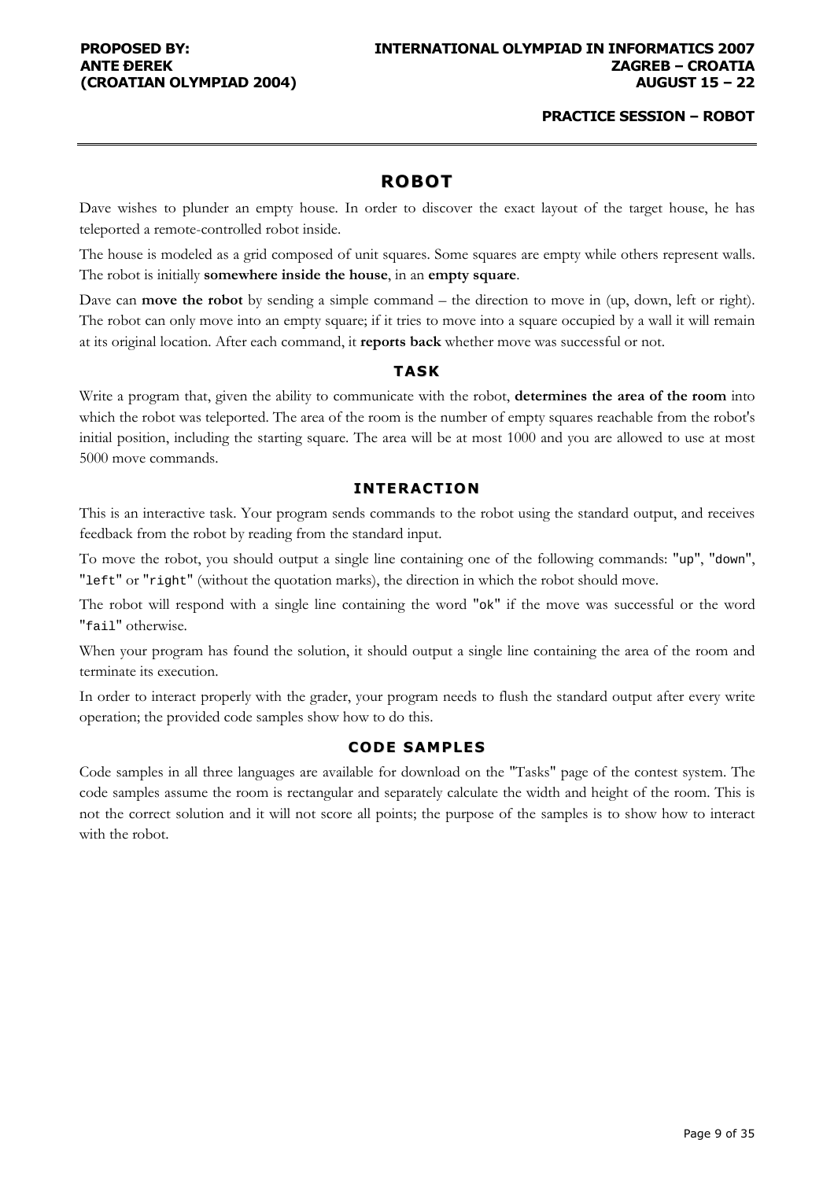# ROBOT

Dave wishes to plunder an empty house. In order to discover the exact layout of the target house, he has teleported a remote-controlled robot inside.

The house is modeled as a grid composed of unit squares. Some squares are empty while others represent walls. The robot is initially **somewhere inside the house**, in an **empty square**.

Dave can **move the robot** by sending a simple command – the direction to move in (up, down, left or right). The robot can only move into an empty square; if it tries to move into a square occupied by a wall it will remain at its original location. After each command, it **reports back** whether move was successful or not.

## TASK

Write a program that, given the ability to communicate with the robot, **determines the area of the room** into which the robot was teleported. The area of the room is the number of empty squares reachable from the robot's initial position, including the starting square. The area will be at most 1000 and you are allowed to use at most 5000 move commands.

## INTERACTION

This is an interactive task. Your program sends commands to the robot using the standard output, and receives feedback from the robot by reading from the standard input.

To move the robot, you should output a single line containing one of the following commands: "`up`", "`down`", "`left`" or "`right`" (without the quotation marks), the direction in which the robot should move.

The robot will respond with a single line containing the word "`ok`" if the move was successful or the word "`fail`" otherwise.

When your program has found the solution, it should output a single line containing the area of the room and terminate its execution.

In order to interact properly with the grader, your program needs to flush the standard output after every write operation; the provided code samples show how to do this.

## CODE SAMPLES

Code samples in all three languages are available for download on the "Tasks" page of the contest system. The code samples assume the room is rectangular and separately calculate the width and height of the room. This is not the correct solution and it will not score all points; the purpose of the samples is to show how to interact with the robot.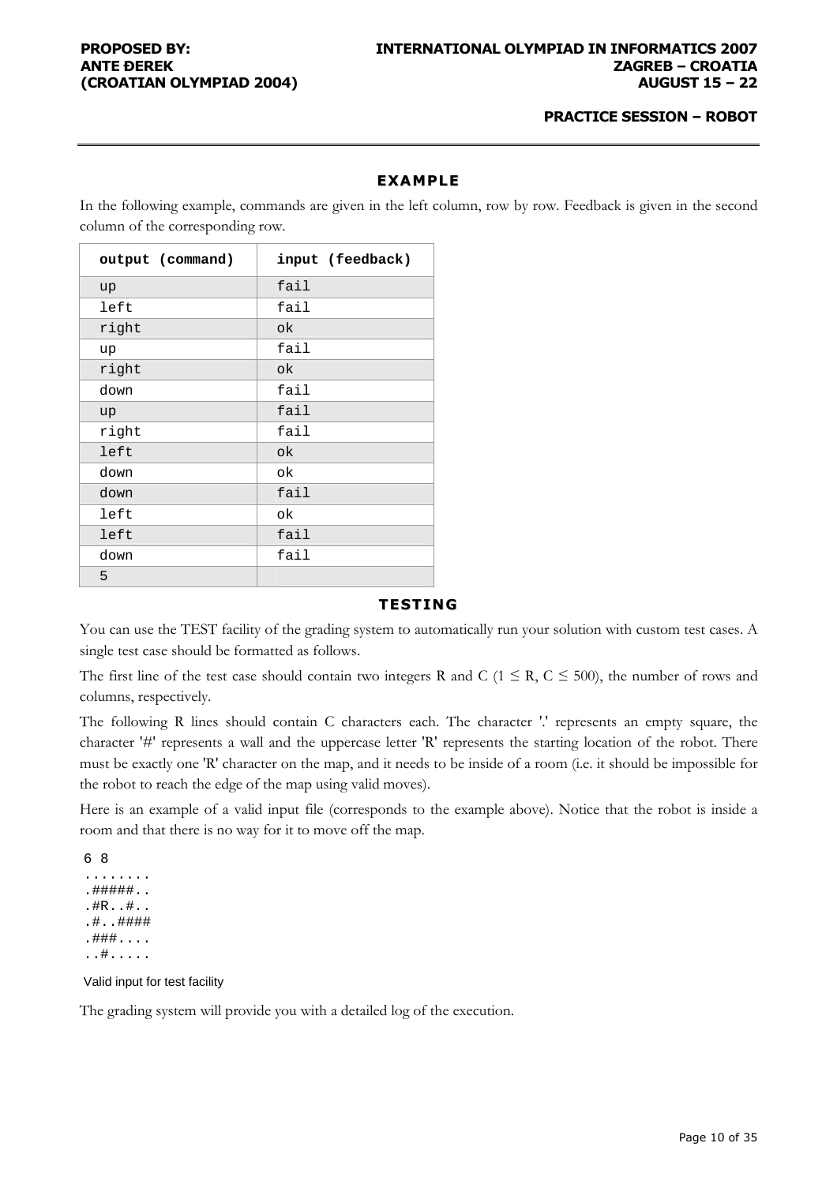## EXAMPLE

In the following example, commands are given in the left column, row by row. Feedback is given in the second column of the corresponding row.

| output (command) | input (feedback) |
|---|---|
| up | fail |
| left | fail |
| right | ok |
| up | fail |
| right | ok |
| down | fail |
| up | fail |
| right | fail |
| left | ok |
| down | ok |
| down | fail |
| left | ok |
| left | fail |
| down | fail |
| 5 | |

## TESTING

You can use the TEST facility of the grading system to automatically run your solution with custom test cases. A single test case should be formatted as follows.

The first line of the test case should contain two integers R and C ($1 \le R, C \le 500$), the number of rows and columns, respectively.

The following R lines should contain C characters each. The character '.' represents an empty square, the character '#' represents a wall and the uppercase letter 'R' represents the starting location of the robot. There must be exactly one 'R' character on the map, and it needs to be inside of a room (i.e. it should be impossible for the robot to reach the edge of the map using valid moves).

Here is an example of a valid input file (corresponds to the example above). Notice that the robot is inside a room and that there is no way for it to move off the map.

```
6 8
........
.#####..
.#R..#..
.#..####
.###....
..#.....
```

Valid input for test facility

The grading system will provide you with a detailed log of the execution.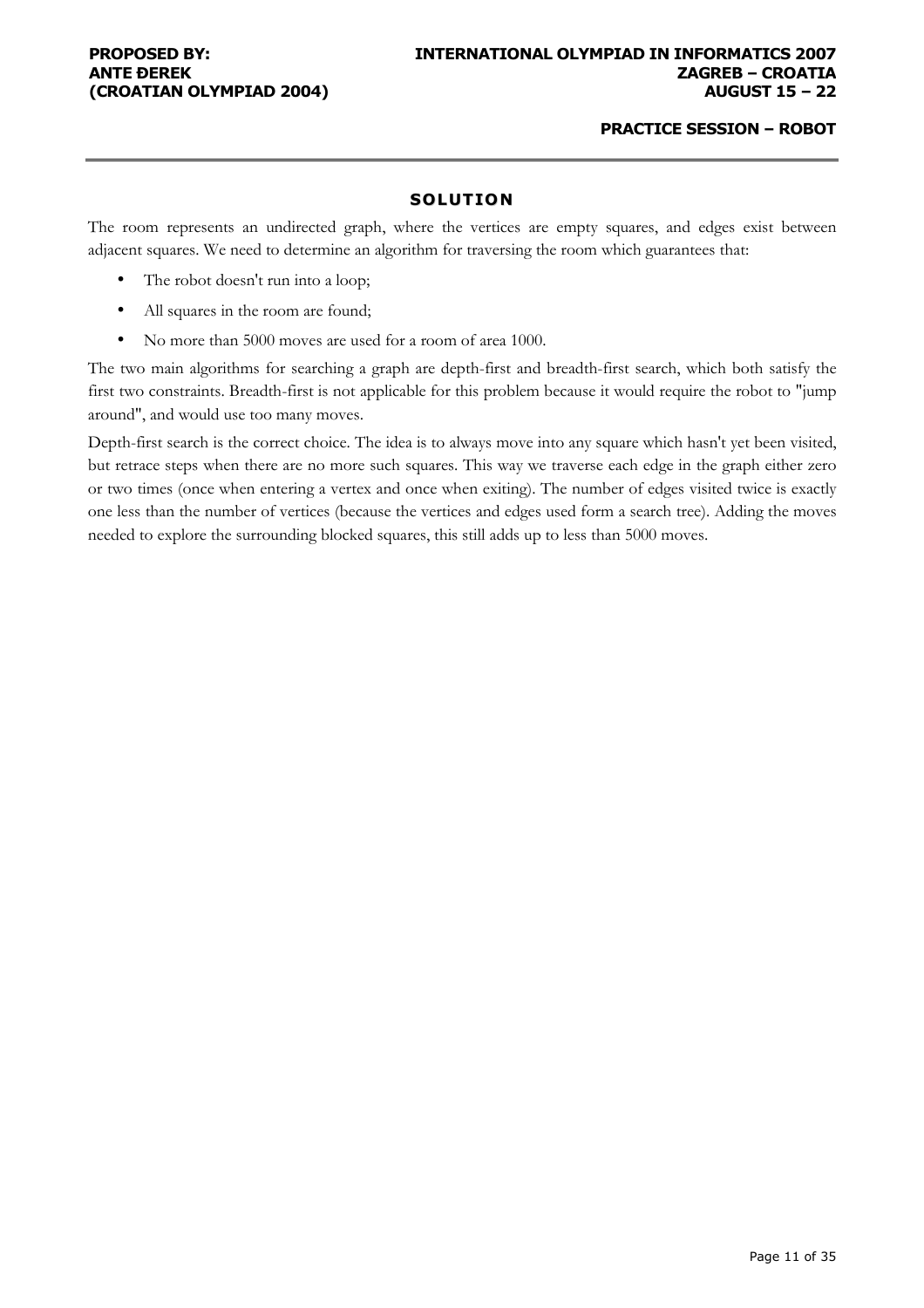## SOLUTION

The room represents an undirected graph, where the vertices are empty squares, and edges exist between adjacent squares. We need to determine an algorithm for traversing the room which guarantees that:

- The robot doesn't run into a loop;
- All squares in the room are found;
- No more than 5000 moves are used for a room of area 1000.

The two main algorithms for searching a graph are depth-first and breadth-first search, which both satisfy the first two constraints. Breadth-first is not applicable for this problem because it would require the robot to "jump around", and would use too many moves.

Depth-first search is the correct choice. The idea is to always move into any square which hasn't yet been visited, but retrace steps when there are no more such squares. This way we traverse each edge in the graph either zero or two times (once when entering a vertex and once when exiting). The number of edges visited twice is exactly one less than the number of vertices (because the vertices and edges used form a search tree). Adding the moves needed to explore the surrounding blocked squares, this still adds up to less than 5000 moves.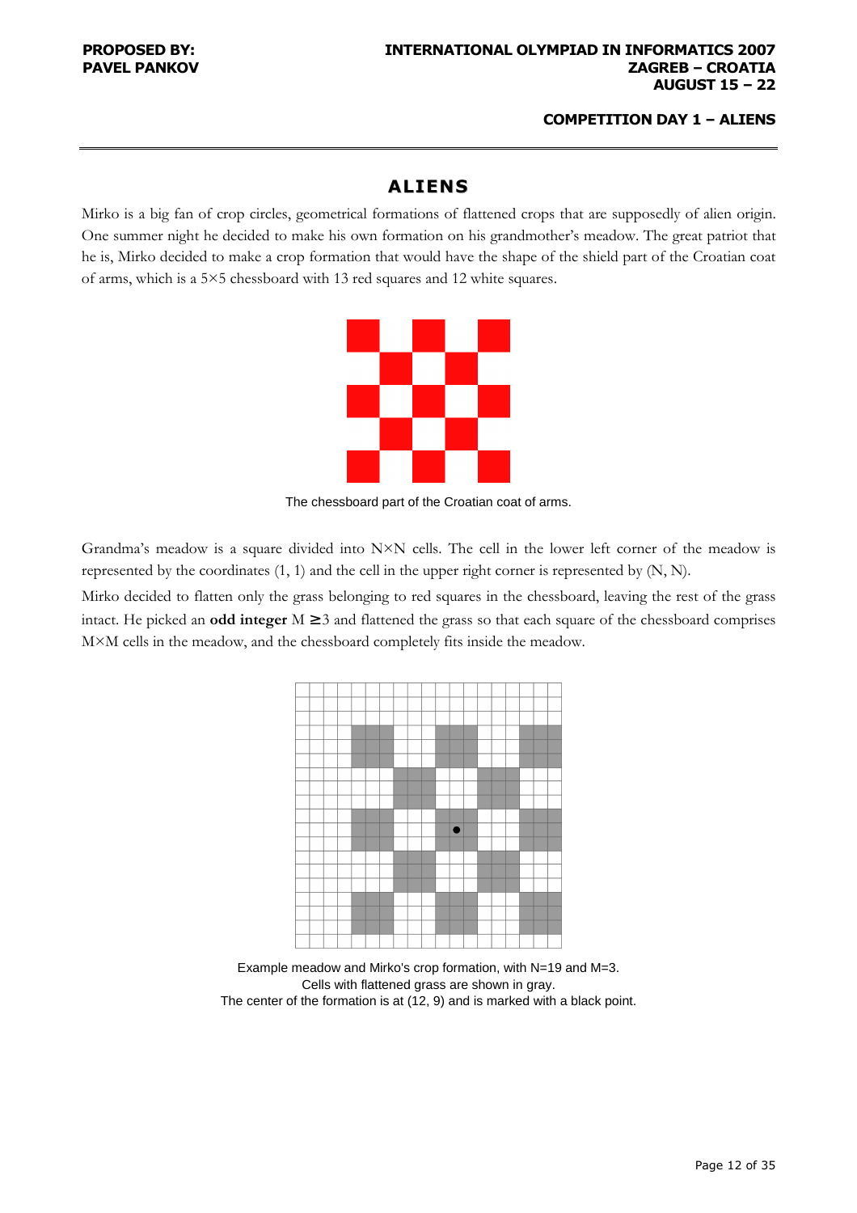# ALIENS

Mirko is a big fan of crop circles, geometrical formations of flattened crops that are supposedly of alien origin. One summer night he decided to make his own formation on his grandmother's meadow. The great patriot that he is, Mirko decided to make a crop formation that would have the shape of the shield part of the Croatian coat of arms, which is a 5×5 chessboard with 13 red squares and 12 white squares.

The chessboard part of the Croatian coat of arms.

Grandma's meadow is a square divided into N×N cells. The cell in the lower left corner of the meadow is represented by the coordinates (1, 1) and the cell in the upper right corner is represented by (N, N).

Mirko decided to flatten only the grass belonging to red squares in the chessboard, leaving the rest of the grass intact. He picked an **odd integer** $M \geq 3$ and flattened the grass so that each square of the chessboard comprises M×M cells in the meadow, and the chessboard completely fits inside the meadow.

Example meadow and Mirko's crop formation, with N=19 and M=3.
Cells with flattened grass are shown in gray.
The center of the formation is at (12, 9) and is marked with a black point.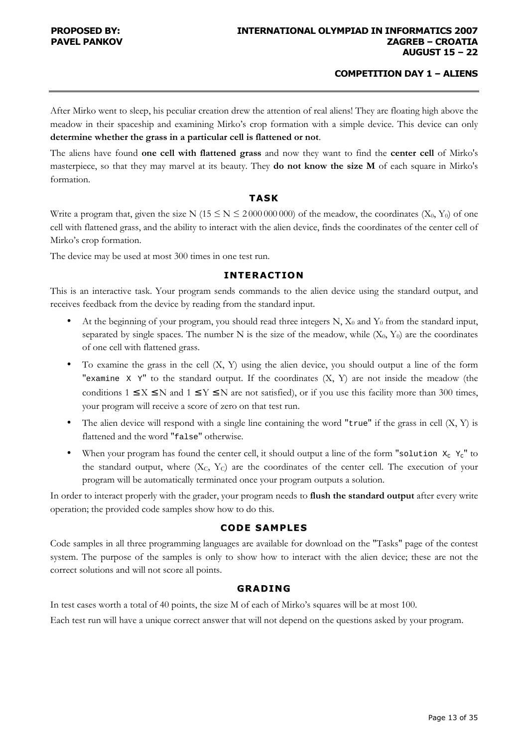After Mirko went to sleep, his peculiar creation drew the attention of real aliens! They are floating high above the meadow in their spaceship and examining Mirko's crop formation with a simple device. This device can only **determine whether the grass in a particular cell is flattened or not**.

The aliens have found **one cell with flattened grass** and now they want to find the **center cell** of Mirko's masterpiece, so that they may marvel at its beauty. They **do not know the size M** of each square in Mirko's formation.

## TASK

Write a program that, given the size N ($15 \le N \le 2\,000\,000\,000$) of the meadow, the coordinates ($X_0$, $Y_0$) of one cell with flattened grass, and the ability to interact with the alien device, finds the coordinates of the center cell of Mirko's crop formation.

The device may be used at most 300 times in one test run.

## INTERACTION

This is an interactive task. Your program sends commands to the alien device using the standard output, and receives feedback from the device by reading from the standard input.

- At the beginning of your program, you should read three integers N, $X_0$ and $Y_0$ from the standard input, separated by single spaces. The number N is the size of the meadow, while ($X_0$, $Y_0$) are the coordinates of one cell with flattened grass.
- To examine the grass in the cell (X, Y) using the alien device, you should output a line of the form "`examine X Y`" to the standard output. If the coordinates (X, Y) are not inside the meadow (the conditions $1 \le X \le N$ and $1 \le Y \le N$ are not satisfied), or if you use this facility more than 300 times, your program will receive a score of zero on that test run.
- The alien device will respond with a single line containing the word "`true`" if the grass in cell (X, Y) is flattened and the word "`false`" otherwise.
- When your program has found the center cell, it should output a line of the form "`solution` $X_C$ $Y_C$" to the standard output, where ($X_C$, $Y_C$) are the coordinates of the center cell. The execution of your program will be automatically terminated once your program outputs a solution.

In order to interact properly with the grader, your program needs to **flush the standard output** after every write operation; the provided code samples show how to do this.

## CODE SAMPLES

Code samples in all three programming languages are available for download on the "Tasks" page of the contest system. The purpose of the samples is only to show how to interact with the alien device; these are not the correct solutions and will not score all points.

## GRADING

In test cases worth a total of 40 points, the size M of each of Mirko's squares will be at most 100.

Each test run will have a unique correct answer that will not depend on the questions asked by your program.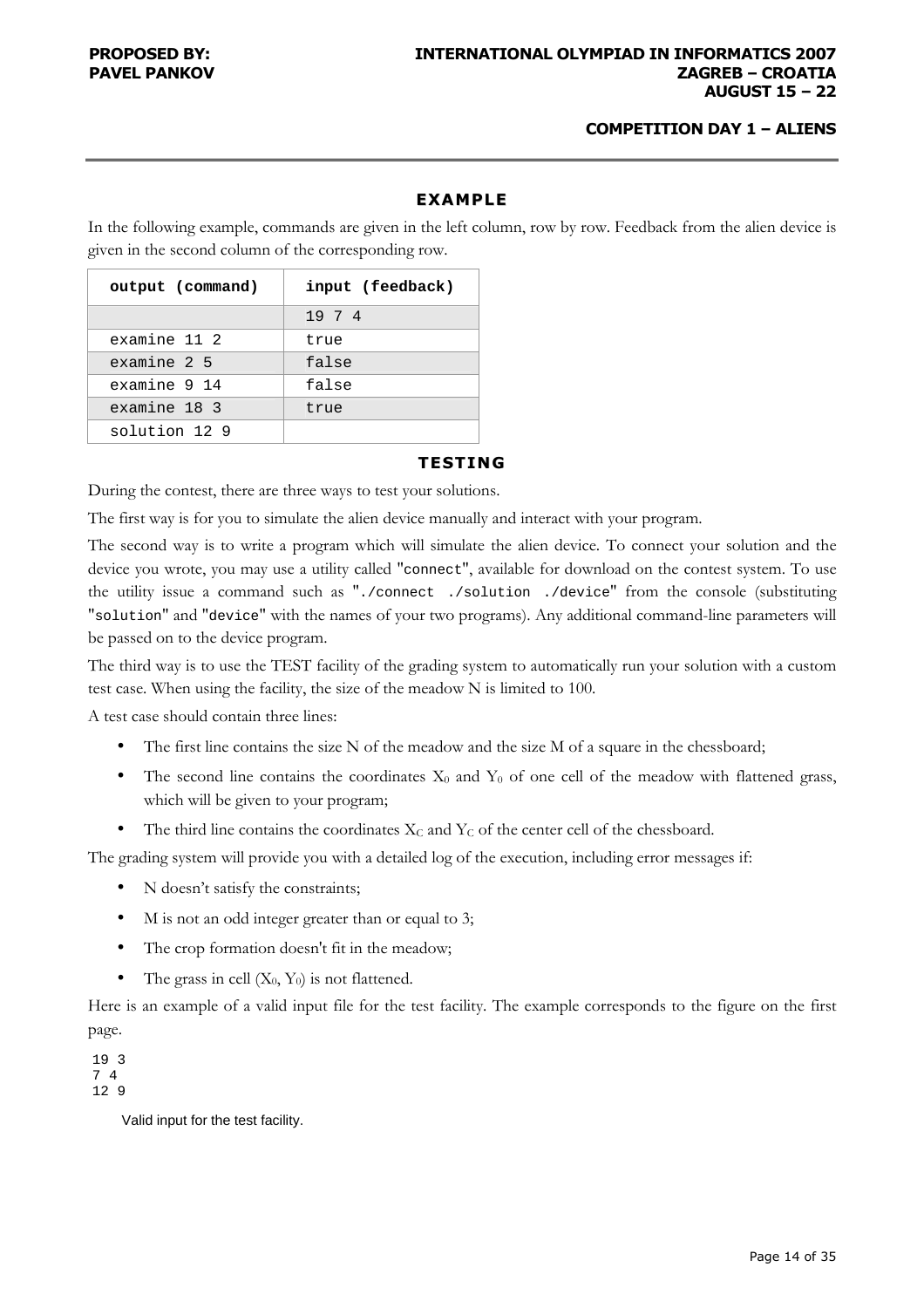### EXAMPLE

In the following example, commands are given in the left column, row by row. Feedback from the alien device is given in the second column of the corresponding row.

| output (command) | input (feedback) |
|---|---|
| | 19 7 4 |
| examine 11 2 | true |
| examine 2 5 | false |
| examine 9 14 | false |
| examine 18 3 | true |
| solution 12 9 | |

### TESTING

During the contest, there are three ways to test your solutions.

The first way is for you to simulate the alien device manually and interact with your program.

The second way is to write a program which will simulate the alien device. To connect your solution and the device you wrote, you may use a utility called "connect", available for download on the contest system. To use the utility issue a command such as "./connect ./solution ./device" from the console (substituting "solution" and "device" with the names of your two programs). Any additional command-line parameters will be passed on to the device program.

The third way is to use the TEST facility of the grading system to automatically run your solution with a custom test case. When using the facility, the size of the meadow N is limited to 100.

A test case should contain three lines:

- The first line contains the size N of the meadow and the size M of a square in the chessboard;
- The second line contains the coordinates $X_0$ and $Y_0$ of one cell of the meadow with flattened grass, which will be given to your program;
- The third line contains the coordinates $X_C$ and $Y_C$ of the center cell of the chessboard.

The grading system will provide you with a detailed log of the execution, including error messages if:

- N doesn't satisfy the constraints;
- M is not an odd integer greater than or equal to 3;
- The crop formation doesn't fit in the meadow;
- The grass in cell ($X_0$, $Y_0$) is not flattened.

Here is an example of a valid input file for the test facility. The example corresponds to the figure on the first page.

```
19 3
7 4
12 9
```

Valid input for the test facility.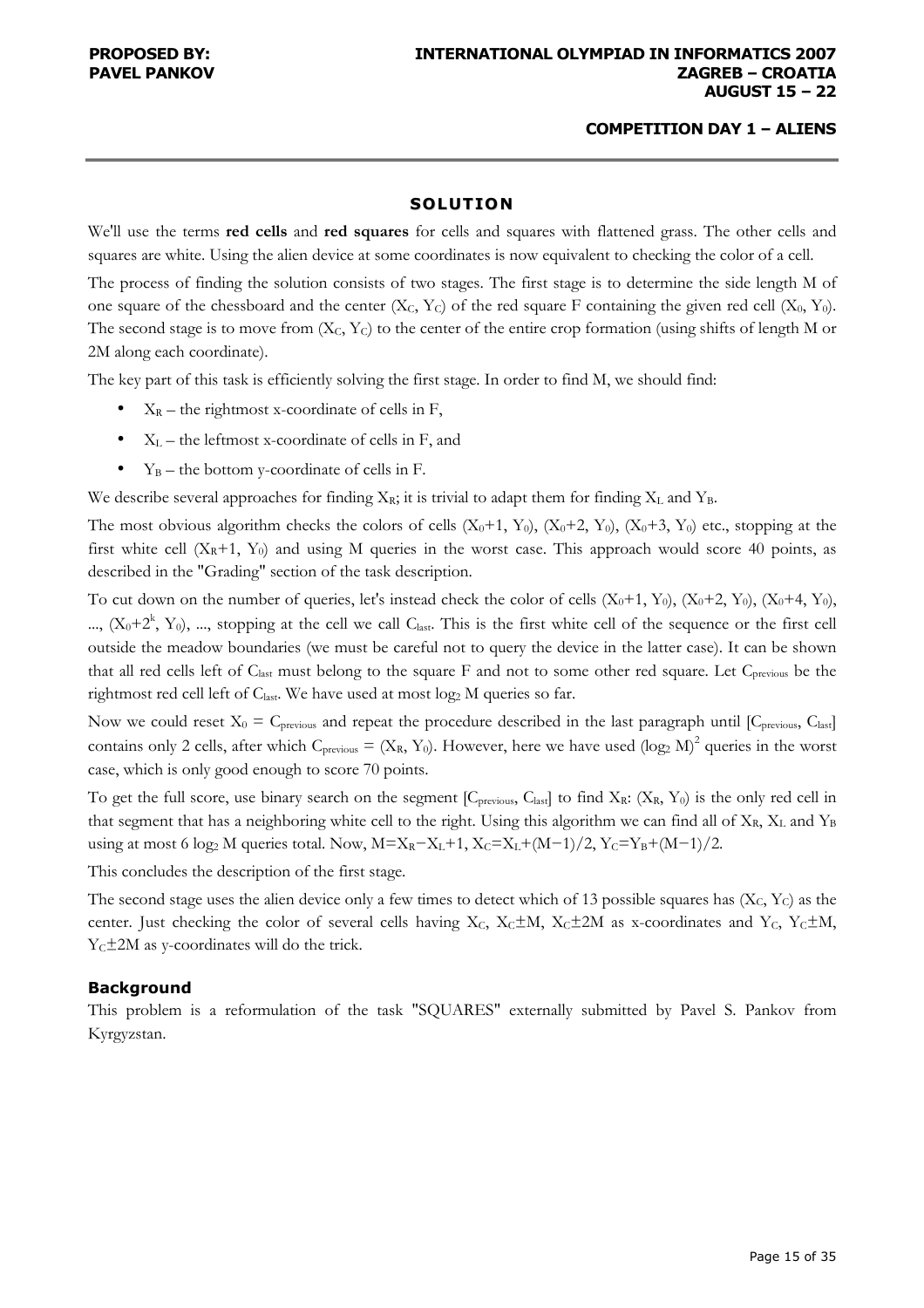## SOLUTION

We'll use the terms **red cells** and **red squares** for cells and squares with flattened grass. The other cells and squares are white. Using the alien device at some coordinates is now equivalent to checking the color of a cell.

The process of finding the solution consists of two stages. The first stage is to determine the side length M of one square of the chessboard and the center ($X_C$, $Y_C$) of the red square F containing the given red cell ($X_0$, $Y_0$). The second stage is to move from ($X_C$, $Y_C$) to the center of the entire crop formation (using shifts of length M or 2M along each coordinate).

The key part of this task is efficiently solving the first stage. In order to find M, we should find:

- $X_R$ – the rightmost x-coordinate of cells in F,
- $X_L$ – the leftmost x-coordinate of cells in F, and
- $Y_B$ – the bottom y-coordinate of cells in F.

We describe several approaches for finding $X_R$; it is trivial to adapt them for finding $X_L$ and $Y_B$.

The most obvious algorithm checks the colors of cells ($X_0+1$, $Y_0$), ($X_0+2$, $Y_0$), ($X_0+3$, $Y_0$) etc., stopping at the first white cell ($X_R+1$, $Y_0$) and using M queries in the worst case. This approach would score 40 points, as described in the "Grading" section of the task description.

To cut down on the number of queries, let's instead check the color of cells ($X_0+1$, $Y_0$), ($X_0+2$, $Y_0$), ($X_0+4$, $Y_0$), ..., ($X_0+2^k$, $Y_0$), ..., stopping at the cell we call $C_{last}$. This is the first white cell of the sequence or the first cell outside the meadow boundaries (we must be careful not to query the device in the latter case). It can be shown that all red cells left of $C_{last}$ must belong to the square F and not to some other red square. Let $C_{previous}$ be the rightmost red cell left of $C_{last}$. We have used at most $\log_2 M$ queries so far.

Now we could reset $X_0 = C_{previous}$ and repeat the procedure described in the last paragraph until [$C_{previous}$, $C_{last}$] contains only 2 cells, after which $C_{previous}$ = ($X_R$, $Y_0$). However, here we have used $(\log_2 M)^2$ queries in the worst case, which is only good enough to score 70 points.

To get the full score, use binary search on the segment [$C_{previous}$, $C_{last}$] to find $X_R$: ($X_R$, $Y_0$) is the only red cell in that segment that has a neighboring white cell to the right. Using this algorithm we can find all of $X_R$, $X_L$ and $Y_B$ using at most 6 $\log_2 M$ queries total. Now, $M=X_R-X_L+1$, $X_C=X_L+(M-1)/2$, $Y_C=Y_B+(M-1)/2$.

This concludes the description of the first stage.

The second stage uses the alien device only a few times to detect which of 13 possible squares has ($X_C$, $Y_C$) as the center. Just checking the color of several cells having $X_C$, $X_C\pm M$, $X_C\pm 2M$ as x-coordinates and $Y_C$, $Y_C\pm M$, $Y_C\pm 2M$ as y-coordinates will do the trick.

### Background

This problem is a reformulation of the task "SQUARES" externally submitted by Pavel S. Pankov from Kyrgyzstan.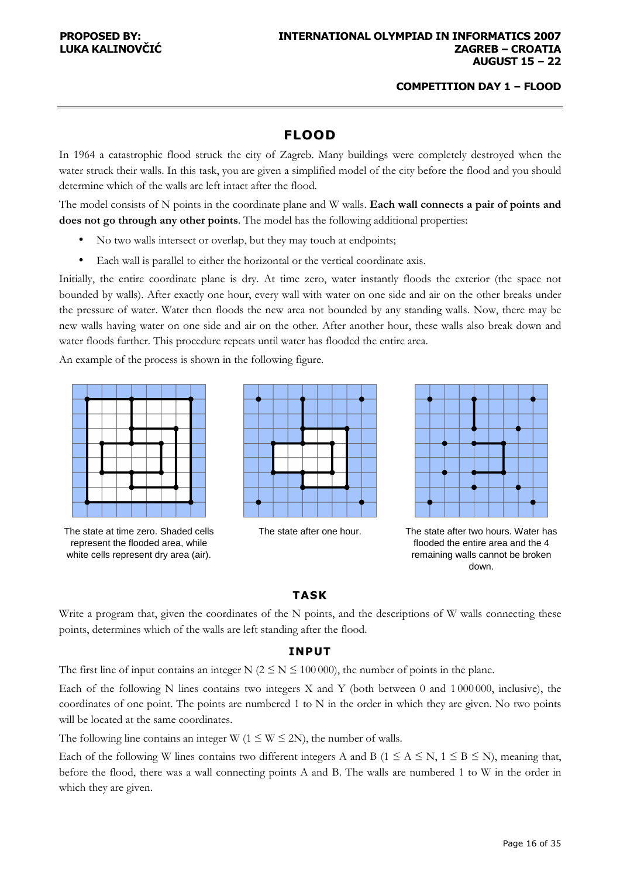# FLOOD

In 1964 a catastrophic flood struck the city of Zagreb. Many buildings were completely destroyed when the water struck their walls. In this task, you are given a simplified model of the city before the flood and you should determine which of the walls are left intact after the flood.

The model consists of N points in the coordinate plane and W walls. **Each wall connects a pair of points and does not go through any other points**. The model has the following additional properties:

- No two walls intersect or overlap, but they may touch at endpoints;
- Each wall is parallel to either the horizontal or the vertical coordinate axis.

Initially, the entire coordinate plane is dry. At time zero, water instantly floods the exterior (the space not bounded by walls). After exactly one hour, every wall with water on one side and air on the other breaks under the pressure of water. Water then floods the new area not bounded by any standing walls. Now, there may be new walls having water on one side and air on the other. After another hour, these walls also break down and water floods further. This procedure repeats until water has flooded the entire area.

An example of the process is shown in the following figure.

The state at time zero. Shaded cells represent the flooded area, while white cells represent dry area (air).

The state after one hour.

The state after two hours. Water has flooded the entire area and the 4 remaining walls cannot be broken down.

## TASK

Write a program that, given the coordinates of the N points, and the descriptions of W walls connecting these points, determines which of the walls are left standing after the flood.

## INPUT

The first line of input contains an integer N ($2 \le N \le 100\,000$), the number of points in the plane.

Each of the following N lines contains two integers X and Y (both between 0 and 1 000 000, inclusive), the coordinates of one point. The points are numbered 1 to N in the order in which they are given. No two points will be located at the same coordinates.

The following line contains an integer W ($1 \le W \le 2N$), the number of walls.

Each of the following W lines contains two different integers A and B ($1 \le A \le N$, $1 \le B \le N$), meaning that, before the flood, there was a wall connecting points A and B. The walls are numbered 1 to W in the order in which they are given.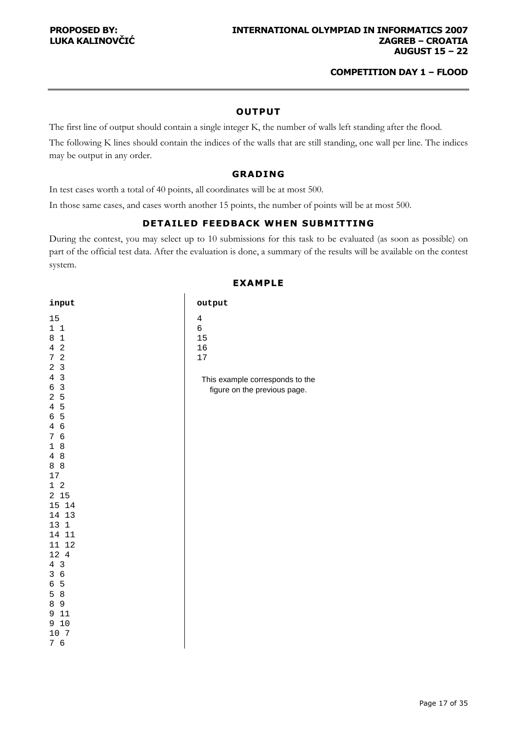## OUTPUT

The first line of output should contain a single integer K, the number of walls left standing after the flood.

The following K lines should contain the indices of the walls that are still standing, one wall per line. The indices may be output in any order.

## GRADING

In test cases worth a total of 40 points, all coordinates will be at most 500.

In those same cases, and cases worth another 15 points, the number of points will be at most 500.

## DETAILED FEEDBACK WHEN SUBMITTING

During the contest, you may select up to 10 submissions for this task to be evaluated (as soon as possible) on part of the official test data. After the evaluation is done, a summary of the results will be available on the contest system.

## EXAMPLE

**input**

```
15
1 1
8 1
4 2
7 2
2 3
4 3
6 3
2 5
4 5
6 5
4 6
7 6
1 8
4 8
8 8
17
1 2
2 15
15 14
14 13
13 1
14 11
11 12
12 4
4 3
3 6
6 5
5 8
8 9
9 11
9 10
10 7
7 6
```

**output**

```
4
6
15
16
17
```

This example corresponds to the figure on the previous page.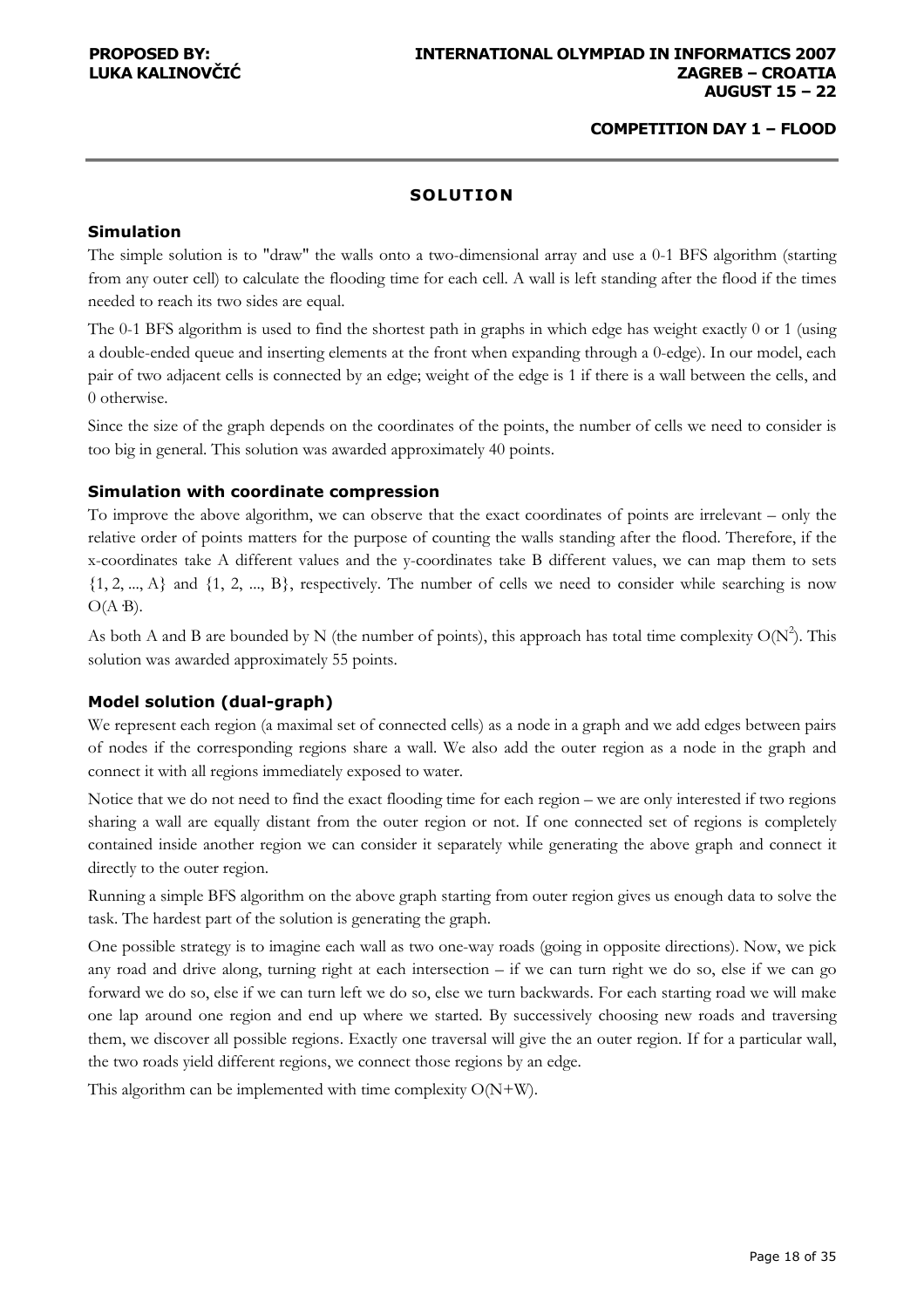## SOLUTION

### Simulation

The simple solution is to "draw" the walls onto a two-dimensional array and use a 0-1 BFS algorithm (starting from any outer cell) to calculate the flooding time for each cell. A wall is left standing after the flood if the times needed to reach its two sides are equal.

The 0-1 BFS algorithm is used to find the shortest path in graphs in which edge has weight exactly 0 or 1 (using a double-ended queue and inserting elements at the front when expanding through a 0-edge). In our model, each pair of two adjacent cells is connected by an edge; weight of the edge is 1 if there is a wall between the cells, and 0 otherwise.

Since the size of the graph depends on the coordinates of the points, the number of cells we need to consider is too big in general. This solution was awarded approximately 40 points.

### Simulation with coordinate compression

To improve the above algorithm, we can observe that the exact coordinates of points are irrelevant – only the relative order of points matters for the purpose of counting the walls standing after the flood. Therefore, if the x-coordinates take A different values and the y-coordinates take B different values, we can map them to sets $\{1, 2, ..., A\}$ and $\{1, 2, ..., B\}$, respectively. The number of cells we need to consider while searching is now $O(A \cdot B)$.

As both A and B are bounded by N (the number of points), this approach has total time complexity $O(N^2)$. This solution was awarded approximately 55 points.

### Model solution (dual-graph)

We represent each region (a maximal set of connected cells) as a node in a graph and we add edges between pairs of nodes if the corresponding regions share a wall. We also add the outer region as a node in the graph and connect it with all regions immediately exposed to water.

Notice that we do not need to find the exact flooding time for each region – we are only interested if two regions sharing a wall are equally distant from the outer region or not. If one connected set of regions is completely contained inside another region we can consider it separately while generating the above graph and connect it directly to the outer region.

Running a simple BFS algorithm on the above graph starting from outer region gives us enough data to solve the task. The hardest part of the solution is generating the graph.

One possible strategy is to imagine each wall as two one-way roads (going in opposite directions). Now, we pick any road and drive along, turning right at each intersection – if we can turn right we do so, else if we can go forward we do so, else if we can turn left we do so, else we turn backwards. For each starting road we will make one lap around one region and end up where we started. By successively choosing new roads and traversing them, we discover all possible regions. Exactly one traversal will give the an outer region. If for a particular wall, the two roads yield different regions, we connect those regions by an edge.

This algorithm can be implemented with time complexity $O(N+W)$.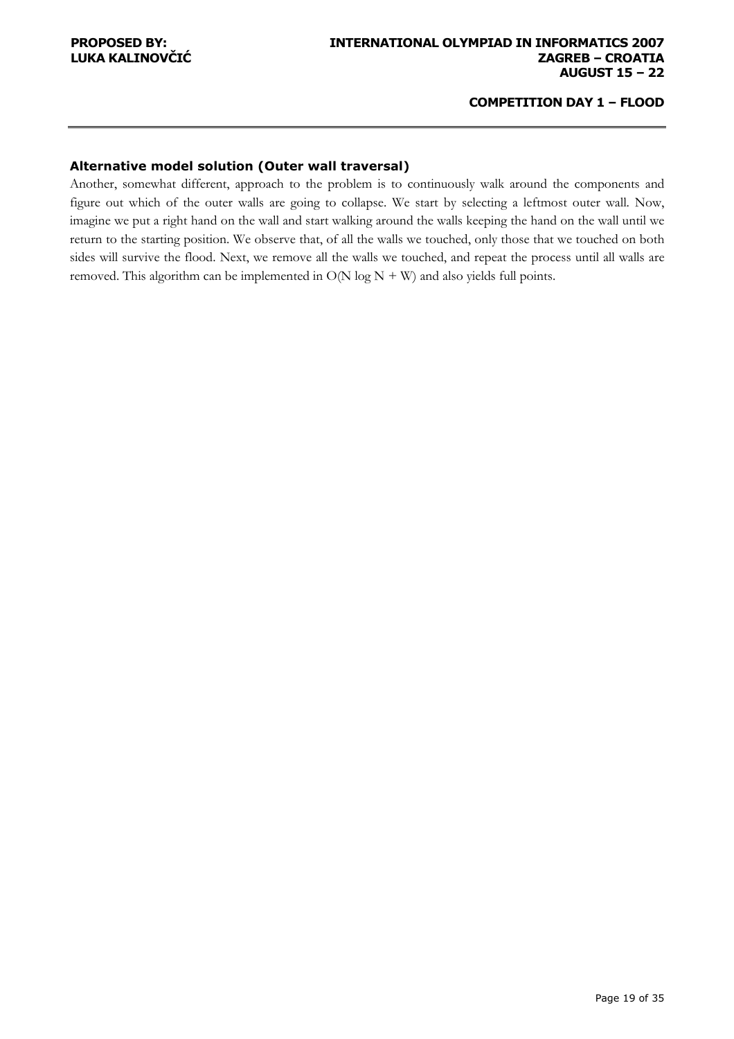### Alternative model solution (Outer wall traversal)

Another, somewhat different, approach to the problem is to continuously walk around the components and figure out which of the outer walls are going to collapse. We start by selecting a leftmost outer wall. Now, imagine we put a right hand on the wall and start walking around the walls keeping the hand on the wall until we return to the starting position. We observe that, of all the walls we touched, only those that we touched on both sides will survive the flood. Next, we remove all the walls we touched, and repeat the process until all walls are removed. This algorithm can be implemented in $O(N \log N + W)$ and also yields full points.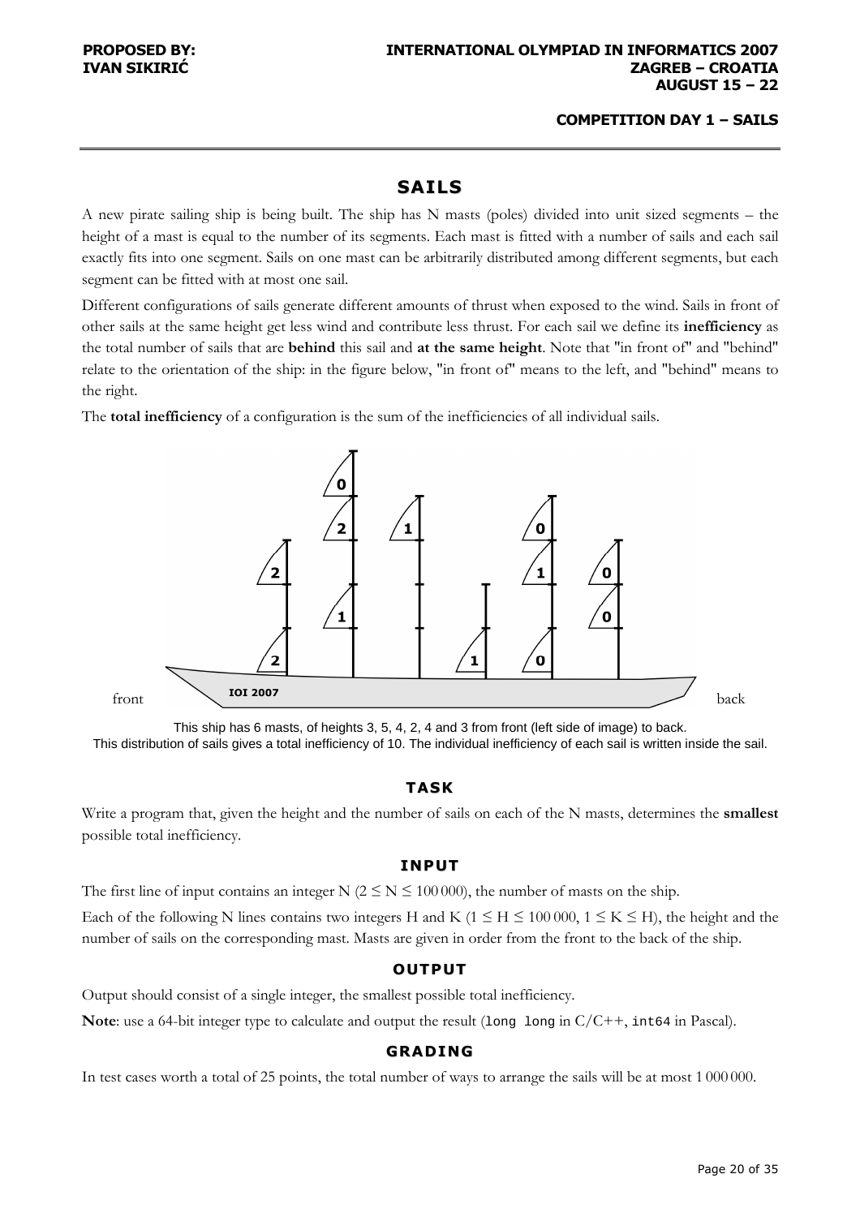# SAILS

A new pirate sailing ship is being built. The ship has N masts (poles) divided into unit sized segments – the height of a mast is equal to the number of its segments. Each mast is fitted with a number of sails and each sail exactly fits into one segment. Sails on one mast can be arbitrarily distributed among different segments, but each segment can be fitted with at most one sail.

Different configurations of sails generate different amounts of thrust when exposed to the wind. Sails in front of other sails at the same height get less wind and contribute less thrust. For each sail we define its **inefficiency** as the total number of sails that are **behind** this sail and **at the same height**. Note that "in front of" and "behind" relate to the orientation of the ship: in the figure below, "in front of" means to the left, and "behind" means to the right.

The **total inefficiency** of a configuration is the sum of the inefficiencies of all individual sails.

This ship has 6 masts, of heights 3, 5, 4, 2, 4 and 3 from front (left side of image) to back.
This distribution of sails gives a total inefficiency of 10. The individual inefficiency of each sail is written inside the sail.

## TASK

Write a program that, given the height and the number of sails on each of the N masts, determines the **smallest** possible total inefficiency.

## INPUT

The first line of input contains an integer N ($2 \le N \le 100\,000$), the number of masts on the ship.

Each of the following N lines contains two integers H and K ($1 \le H \le 100\,000$, $1 \le K \le H$), the height and the number of sails on the corresponding mast. Masts are given in order from the front to the back of the ship.

## OUTPUT

Output should consist of a single integer, the smallest possible total inefficiency.

**Note**: use a 64-bit integer type to calculate and output the result (`long long` in C/C++, `int64` in Pascal).

## GRADING

In test cases worth a total of 25 points, the total number of ways to arrange the sails will be at most 1 000 000.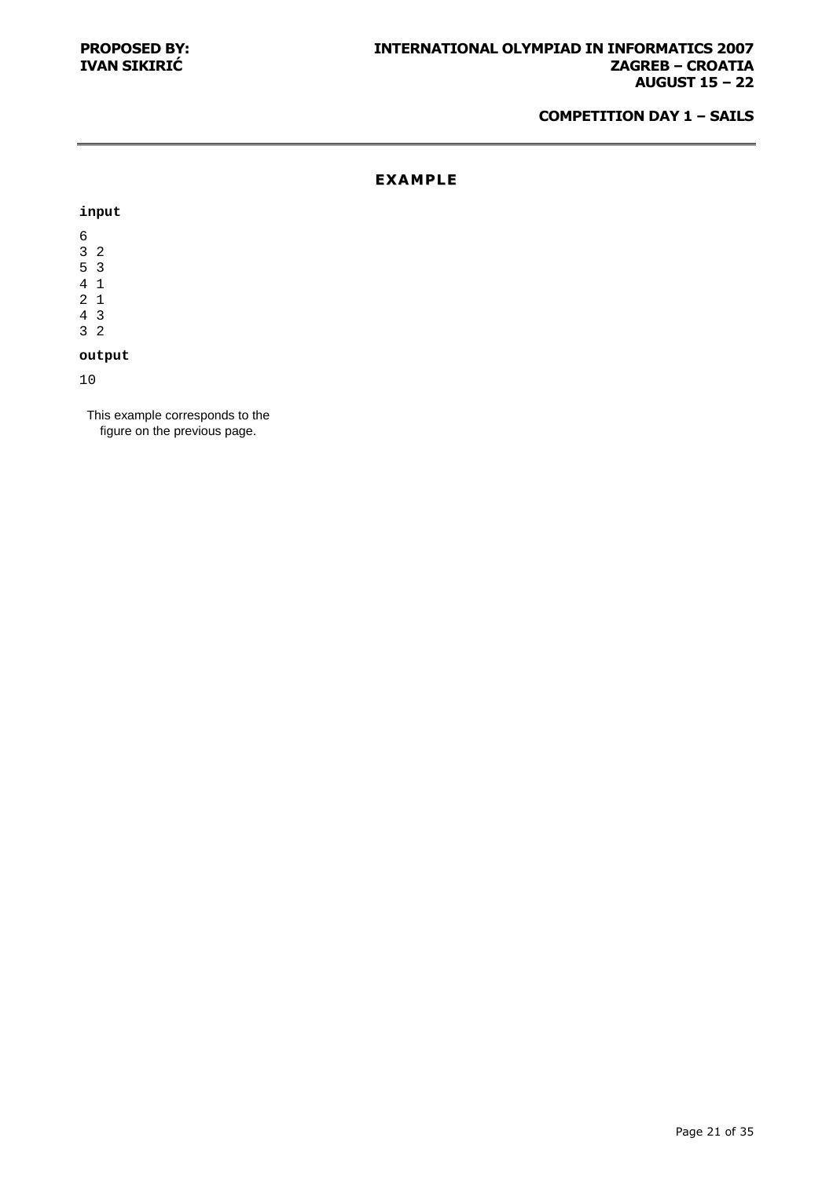## EXAMPLE

**input**

```
6
3 2
5 3
4 1
2 1
4 3
3 2
```

**output**

```
10
```

This example corresponds to the figure on the previous page.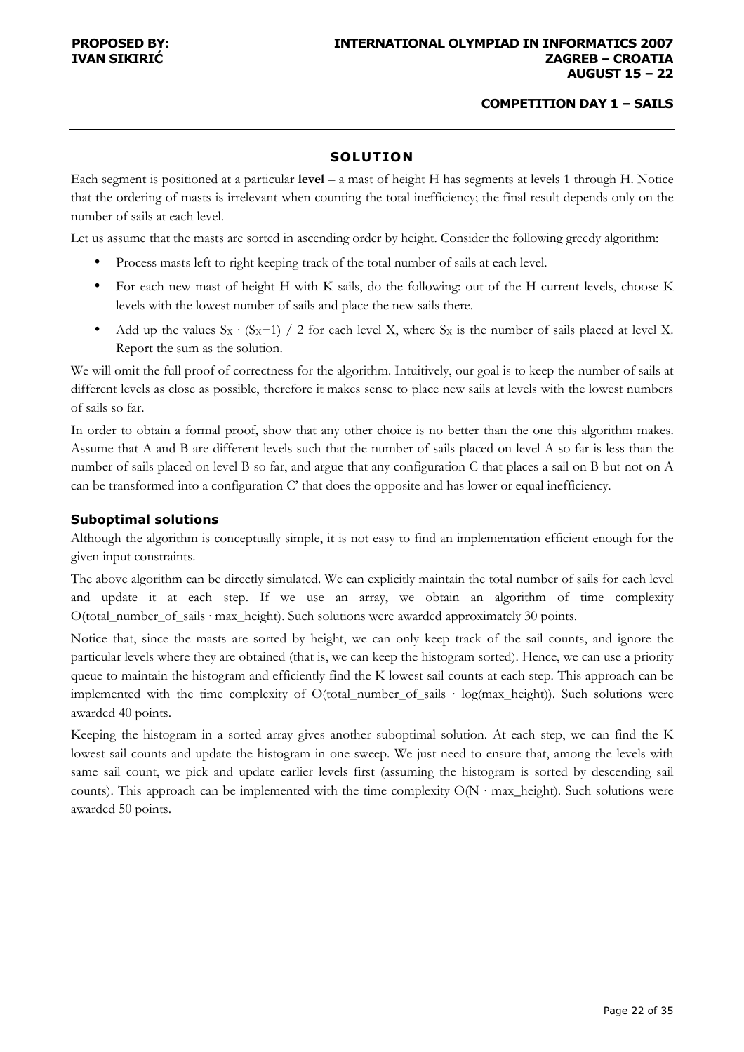## SOLUTION

Each segment is positioned at a particular **level** – a mast of height H has segments at levels 1 through H. Notice that the ordering of masts is irrelevant when counting the total inefficiency; the final result depends only on the number of sails at each level.

Let us assume that the masts are sorted in ascending order by height. Consider the following greedy algorithm:

- Process masts left to right keeping track of the total number of sails at each level.
- For each new mast of height H with K sails, do the following: out of the H current levels, choose K levels with the lowest number of sails and place the new sails there.
- Add up the values $S_X \cdot (S_X - 1) / 2$ for each level X, where $S_X$ is the number of sails placed at level X. Report the sum as the solution.

We will omit the full proof of correctness for the algorithm. Intuitively, our goal is to keep the number of sails at different levels as close as possible, therefore it makes sense to place new sails at levels with the lowest numbers of sails so far.

In order to obtain a formal proof, show that any other choice is no better than the one this algorithm makes. Assume that A and B are different levels such that the number of sails placed on level A so far is less than the number of sails placed on level B so far, and argue that any configuration C that places a sail on B but not on A can be transformed into a configuration C' that does the opposite and has lower or equal inefficiency.

### Suboptimal solutions

Although the algorithm is conceptually simple, it is not easy to find an implementation efficient enough for the given input constraints.

The above algorithm can be directly simulated. We can explicitly maintain the total number of sails for each level and update it at each step. If we use an array, we obtain an algorithm of time complexity O(total_number_of_sails · max_height). Such solutions were awarded approximately 30 points.

Notice that, since the masts are sorted by height, we can only keep track of the sail counts, and ignore the particular levels where they are obtained (that is, we can keep the histogram sorted). Hence, we can use a priority queue to maintain the histogram and efficiently find the K lowest sail counts at each step. This approach can be implemented with the time complexity of O(total_number_of_sails · log(max_height)). Such solutions were awarded 40 points.

Keeping the histogram in a sorted array gives another suboptimal solution. At each step, we can find the K lowest sail counts and update the histogram in one sweep. We just need to ensure that, among the levels with same sail count, we pick and update earlier levels first (assuming the histogram is sorted by descending sail counts). This approach can be implemented with the time complexity O(N · max_height). Such solutions were awarded 50 points.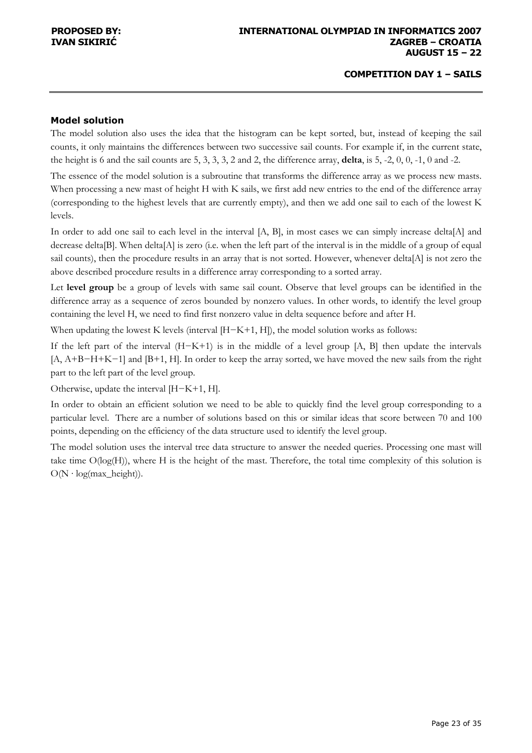### Model solution

The model solution also uses the idea that the histogram can be kept sorted, but, instead of keeping the sail counts, it only maintains the differences between two successive sail counts. For example if, in the current state, the height is 6 and the sail counts are 5, 3, 3, 3, 2 and 2, the difference array, **delta**, is 5, -2, 0, 0, -1, 0 and -2.

The essence of the model solution is a subroutine that transforms the difference array as we process new masts. When processing a new mast of height H with K sails, we first add new entries to the end of the difference array (corresponding to the highest levels that are currently empty), and then we add one sail to each of the lowest K levels.

In order to add one sail to each level in the interval [A, B], in most cases we can simply increase delta[A] and decrease delta[B]. When delta[A] is zero (i.e. when the left part of the interval is in the middle of a group of equal sail counts), then the procedure results in an array that is not sorted. However, whenever delta[A] is not zero the above described procedure results in a difference array corresponding to a sorted array.

Let **level group** be a group of levels with same sail count. Observe that level groups can be identified in the difference array as a sequence of zeros bounded by nonzero values. In other words, to identify the level group containing the level H, we need to find first nonzero value in delta sequence before and after H.

When updating the lowest K levels (interval [H−K+1, H]), the model solution works as follows:

If the left part of the interval (H−K+1) is in the middle of a level group [A, B] then update the intervals [A, A+B−H+K−1] and [B+1, H]. In order to keep the array sorted, we have moved the new sails from the right part to the left part of the level group.

Otherwise, update the interval [H−K+1, H].

In order to obtain an efficient solution we need to be able to quickly find the level group corresponding to a particular level. There are a number of solutions based on this or similar ideas that score between 70 and 100 points, depending on the efficiency of the data structure used to identify the level group.

The model solution uses the interval tree data structure to answer the needed queries. Processing one mast will take time O(log(H)), where H is the height of the mast. Therefore, the total time complexity of this solution is O(N · log(max_height)).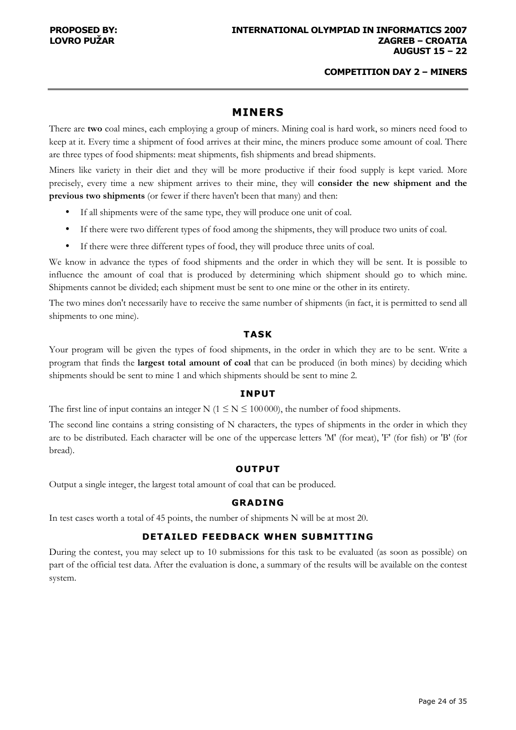# MINERS

There are **two** coal mines, each employing a group of miners. Mining coal is hard work, so miners need food to keep at it. Every time a shipment of food arrives at their mine, the miners produce some amount of coal. There are three types of food shipments: meat shipments, fish shipments and bread shipments.

Miners like variety in their diet and they will be more productive if their food supply is kept varied. More precisely, every time a new shipment arrives to their mine, they will **consider the new shipment and the previous two shipments** (or fewer if there haven't been that many) and then:

- If all shipments were of the same type, they will produce one unit of coal.
- If there were two different types of food among the shipments, they will produce two units of coal.
- If there were three different types of food, they will produce three units of coal.

We know in advance the types of food shipments and the order in which they will be sent. It is possible to influence the amount of coal that is produced by determining which shipment should go to which mine. Shipments cannot be divided; each shipment must be sent to one mine or the other in its entirety.

The two mines don't necessarily have to receive the same number of shipments (in fact, it is permitted to send all shipments to one mine).

## TASK

Your program will be given the types of food shipments, in the order in which they are to be sent. Write a program that finds the **largest total amount of coal** that can be produced (in both mines) by deciding which shipments should be sent to mine 1 and which shipments should be sent to mine 2.

## INPUT

The first line of input contains an integer N ($1 \leq N \leq 100\,000$), the number of food shipments.

The second line contains a string consisting of N characters, the types of shipments in the order in which they are to be distributed. Each character will be one of the uppercase letters 'M' (for meat), 'F' (for fish) or 'B' (for bread).

## OUTPUT

Output a single integer, the largest total amount of coal that can be produced.

## GRADING

In test cases worth a total of 45 points, the number of shipments N will be at most 20.

## DETAILED FEEDBACK WHEN SUBMITTING

During the contest, you may select up to 10 submissions for this task to be evaluated (as soon as possible) on part of the official test data. After the evaluation is done, a summary of the results will be available on the contest system.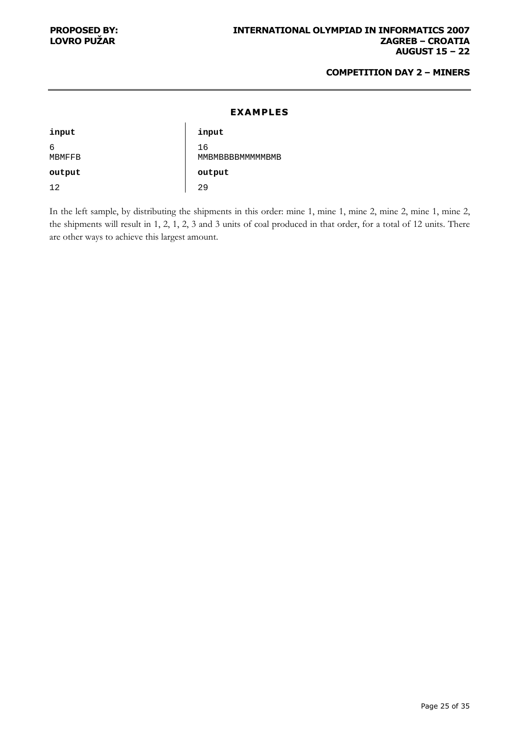## EXAMPLES

| input | input |
|---|---|
| 6<br>MBMFFB | 16<br>MMBMBBBBMMMMMBMB |
| **output** | **output** |
| 12 | 29 |

In the left sample, by distributing the shipments in this order: mine 1, mine 1, mine 2, mine 2, mine 1, mine 2, the shipments will result in 1, 2, 1, 2, 3 and 3 units of coal produced in that order, for a total of 12 units. There are other ways to achieve this largest amount.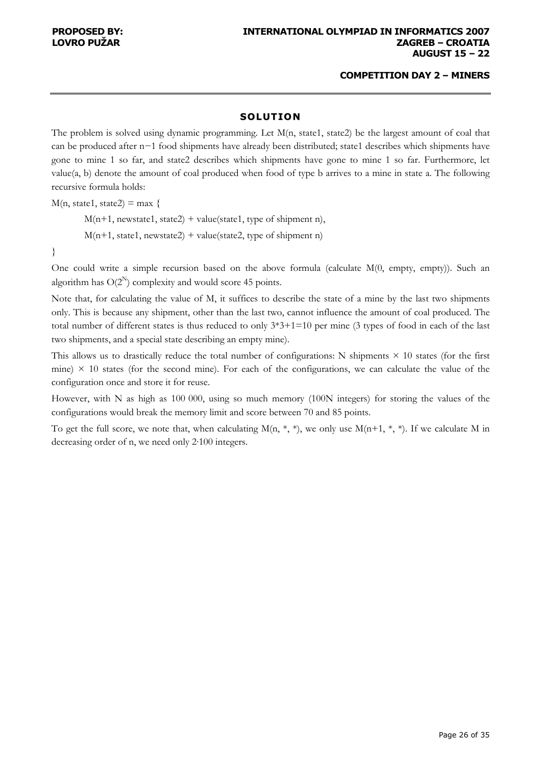## SOLUTION

The problem is solved using dynamic programming. Let M(n, state1, state2) be the largest amount of coal that can be produced after $n-1$ food shipments have already been distributed; state1 describes which shipments have gone to mine 1 so far, and state2 describes which shipments have gone to mine 1 so far. Furthermore, let value(a, b) denote the amount of coal produced when food of type b arrives to a mine in state a. The following recursive formula holds:

M(n, state1, state2) = max {

M(n+1, newstate1, state2) + value(state1, type of shipment n),

M(n+1, state1, newstate2) + value(state2, type of shipment n)

}

One could write a simple recursion based on the above formula (calculate M(0, empty, empty)). Such an algorithm has $O(2^N)$ complexity and would score 45 points.

Note that, for calculating the value of M, it suffices to describe the state of a mine by the last two shipments only. This is because any shipment, other than the last two, cannot influence the amount of coal produced. The total number of different states is thus reduced to only $3*3+1=10$ per mine (3 types of food in each of the last two shipments, and a special state describing an empty mine).

This allows us to drastically reduce the total number of configurations: N shipments × 10 states (for the first mine) × 10 states (for the second mine). For each of the configurations, we can calculate the value of the configuration once and store it for reuse.

However, with N as high as 100 000, using so much memory (100N integers) for storing the values of the configurations would break the memory limit and score between 70 and 85 points.

To get the full score, we note that, when calculating M(n, \*, \*), we only use M(n+1, \*, \*). If we calculate M in decreasing order of n, we need only $2 \cdot 100$ integers.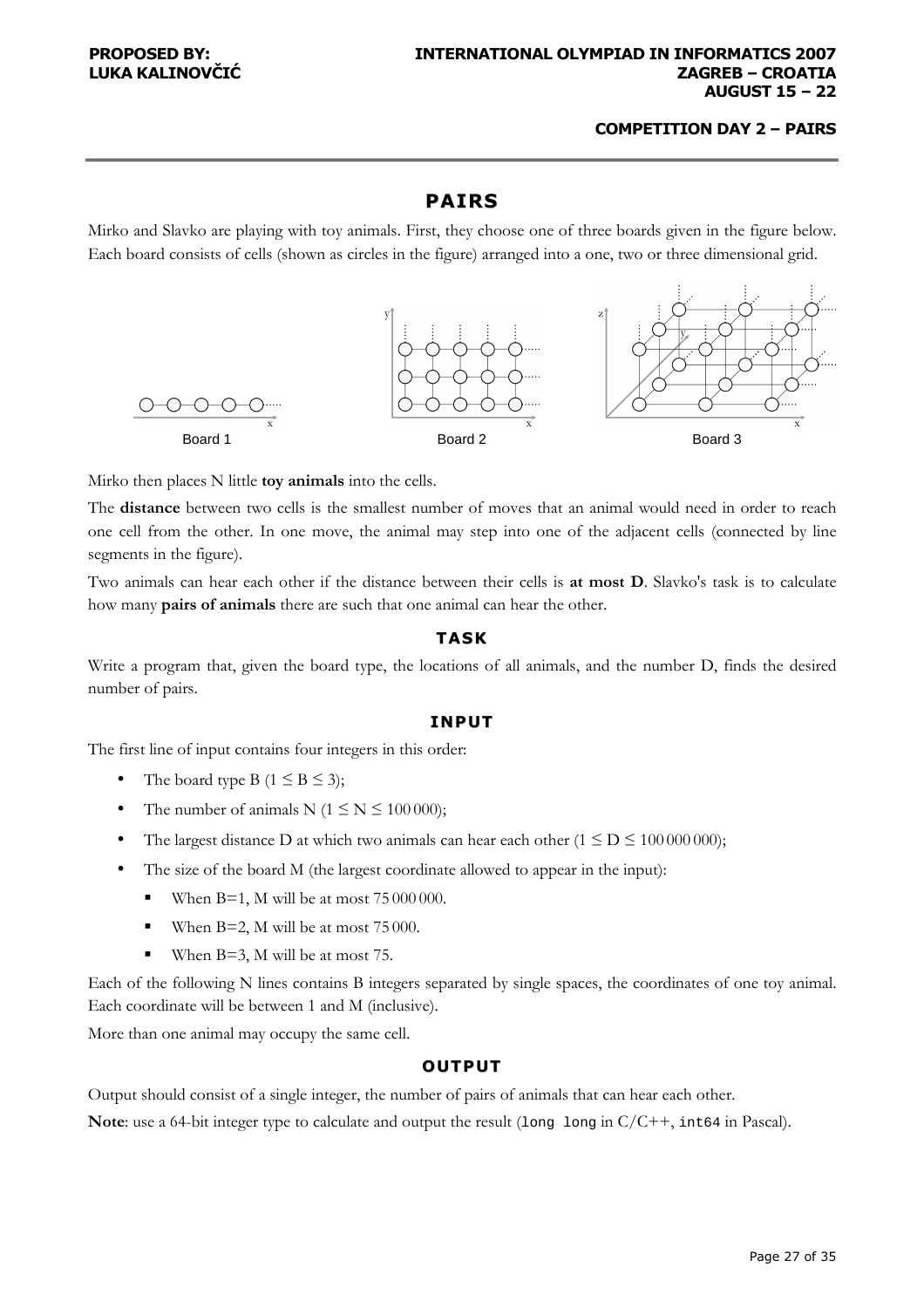# PAIRS

Mirko and Slavko are playing with toy animals. First, they choose one of three boards given in the figure below. Each board consists of cells (shown as circles in the figure) arranged into a one, two or three dimensional grid.

Board 1 Board 2 Board 3

Mirko then places N little **toy animals** into the cells.

The **distance** between two cells is the smallest number of moves that an animal would need in order to reach one cell from the other. In one move, the animal may step into one of the adjacent cells (connected by line segments in the figure).

Two animals can hear each other if the distance between their cells is **at most D**. Slavko's task is to calculate how many **pairs of animals** there are such that one animal can hear the other.

## TASK

Write a program that, given the board type, the locations of all animals, and the number D, finds the desired number of pairs.

## INPUT

The first line of input contains four integers in this order:

- The board type B ($1 \leq B \leq 3$);
- The number of animals N ($1 \leq N \leq 100\,000$);
- The largest distance D at which two animals can hear each other ($1 \leq D \leq 100\,000\,000$);
- The size of the board M (the largest coordinate allowed to appear in the input):
  - When B=1, M will be at most 75 000 000.
  - When B=2, M will be at most 75 000.
  - When B=3, M will be at most 75.

Each of the following N lines contains B integers separated by single spaces, the coordinates of one toy animal. Each coordinate will be between 1 and M (inclusive).

More than one animal may occupy the same cell.

## OUTPUT

Output should consist of a single integer, the number of pairs of animals that can hear each other.

**Note**: use a 64-bit integer type to calculate and output the result (`long long` in C/C++, `int64` in Pascal).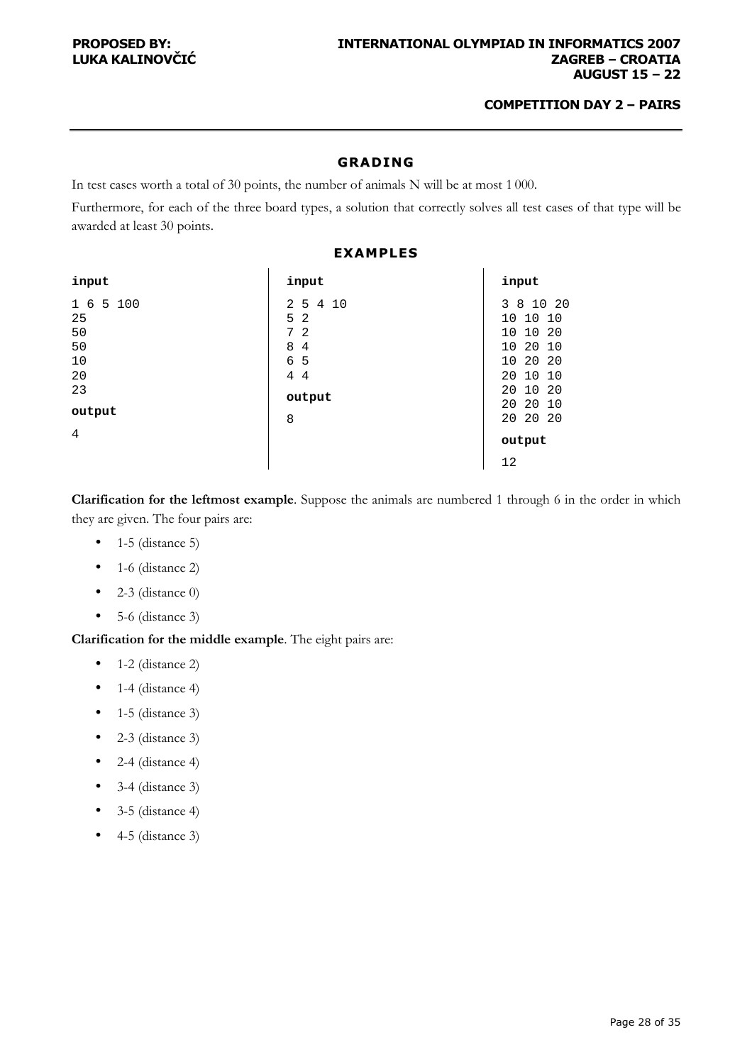## GRADING

In test cases worth a total of 30 points, the number of animals N will be at most 1 000.

Furthermore, for each of the three board types, a solution that correctly solves all test cases of that type will be awarded at least 30 points.

## EXAMPLES

**input**

```
1 6 5 100
25
50
50
10
20
23
```

**output**

```
4
```

**input**

```
2 5 4 10
5 2
7 2
8 4
6 5
4 4
```

**output**

```
8
```

**input**

```
3 8 10 20
10 10 10
10 10 20
10 20 10
10 20 20
20 10 10
20 10 20
20 20 10
20 20 20
```

**output**

```
12
```

**Clarification for the leftmost example**. Suppose the animals are numbered 1 through 6 in the order in which they are given. The four pairs are:

- 1-5 (distance 5)
- 1-6 (distance 2)
- 2-3 (distance 0)
- 5-6 (distance 3)

**Clarification for the middle example**. The eight pairs are:

- 1-2 (distance 2)
- 1-4 (distance 4)
- 1-5 (distance 3)
- 2-3 (distance 3)
- 2-4 (distance 4)
- 3-4 (distance 3)
- 3-5 (distance 4)
- 4-5 (distance 3)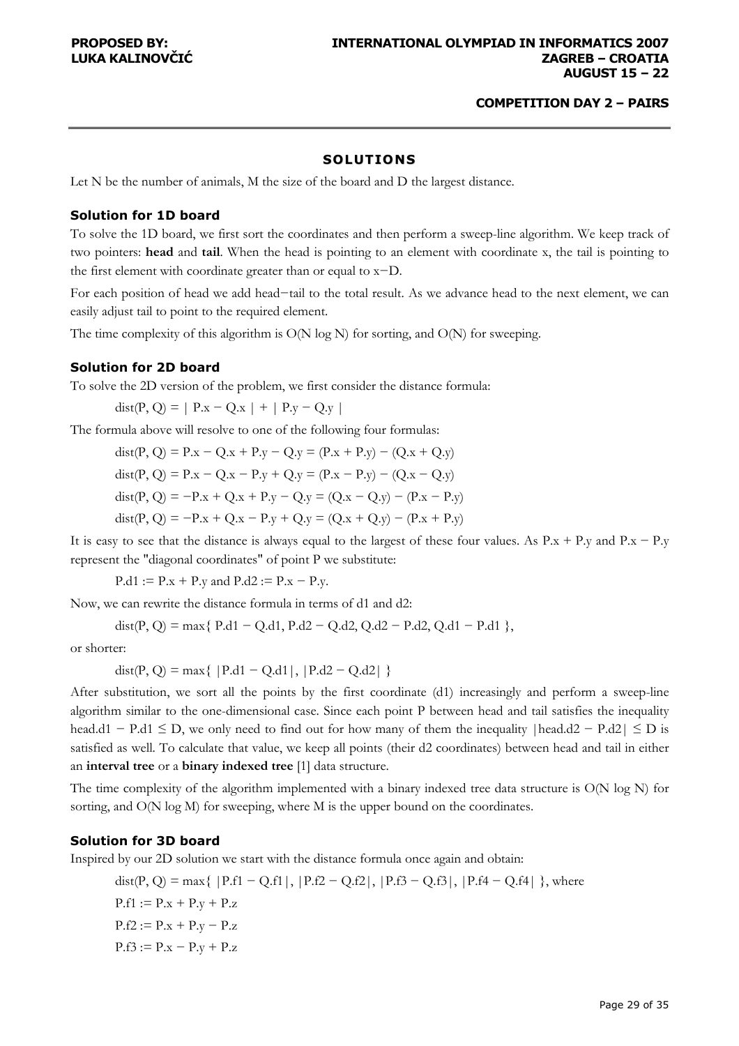## SOLUTIONS

Let N be the number of animals, M the size of the board and D the largest distance.

### Solution for 1D board

To solve the 1D board, we first sort the coordinates and then perform a sweep-line algorithm. We keep track of two pointers: **head** and **tail**. When the head is pointing to an element with coordinate x, the tail is pointing to the first element with coordinate greater than or equal to $x-D$.

For each position of head we add head−tail to the total result. As we advance head to the next element, we can easily adjust tail to point to the required element.

The time complexity of this algorithm is $O(N \log N)$ for sorting, and $O(N)$ for sweeping.

### Solution for 2D board

To solve the 2D version of the problem, we first consider the distance formula:

$$\text{dist}(P, Q) = | P.x - Q.x | + | P.y - Q.y |$$

The formula above will resolve to one of the following four formulas:

$$\text{dist}(P, Q) = P.x - Q.x + P.y - Q.y = (P.x + P.y) - (Q.x + Q.y)$$
$$\text{dist}(P, Q) = P.x - Q.x - P.y + Q.y = (P.x - P.y) - (Q.x - Q.y)$$
$$\text{dist}(P, Q) = -P.x + Q.x + P.y - Q.y = (Q.x - Q.y) - (P.x - P.y)$$
$$\text{dist}(P, Q) = -P.x + Q.x - P.y + Q.y = (Q.x + Q.y) - (P.x + P.y)$$

It is easy to see that the distance is always equal to the largest of these four values. As $P.x + P.y$ and $P.x - P.y$ represent the "diagonal coordinates" of point P we substitute:

$$P.d1 := P.x + P.y \text{ and } P.d2 := P.x - P.y.$$

Now, we can rewrite the distance formula in terms of d1 and d2:

$$\text{dist}(P, Q) = \max\{ P.d1 - Q.d1, P.d2 - Q.d2, Q.d2 - P.d2, Q.d1 - P.d1 \},$$

or shorter:

$$\text{dist}(P, Q) = \max\{ |P.d1 - Q.d1|, |P.d2 - Q.d2| \}$$

After substitution, we sort all the points by the first coordinate (d1) increasingly and perform a sweep-line algorithm similar to the one-dimensional case. Since each point P between head and tail satisfies the inequality $head.d1 - P.d1 \le D$, we only need to find out for how many of them the inequality $|head.d2 - P.d2| \le D$ is satisfied as well. To calculate that value, we keep all points (their d2 coordinates) between head and tail in either an **interval tree** or a **binary indexed tree** [1] data structure.

The time complexity of the algorithm implemented with a binary indexed tree data structure is $O(N \log N)$ for sorting, and $O(N \log M)$ for sweeping, where M is the upper bound on the coordinates.

### Solution for 3D board

Inspired by our 2D solution we start with the distance formula once again and obtain:

$$\text{dist}(P, Q) = \max\{ |P.f1 - Q.f1|, |P.f2 - Q.f2|, |P.f3 - Q.f3|, |P.f4 - Q.f4| \}, \text{ where}$$
$$P.f1 := P.x + P.y + P.z$$
$$P.f2 := P.x + P.y - P.z$$
$$P.f3 := P.x - P.y + P.z$$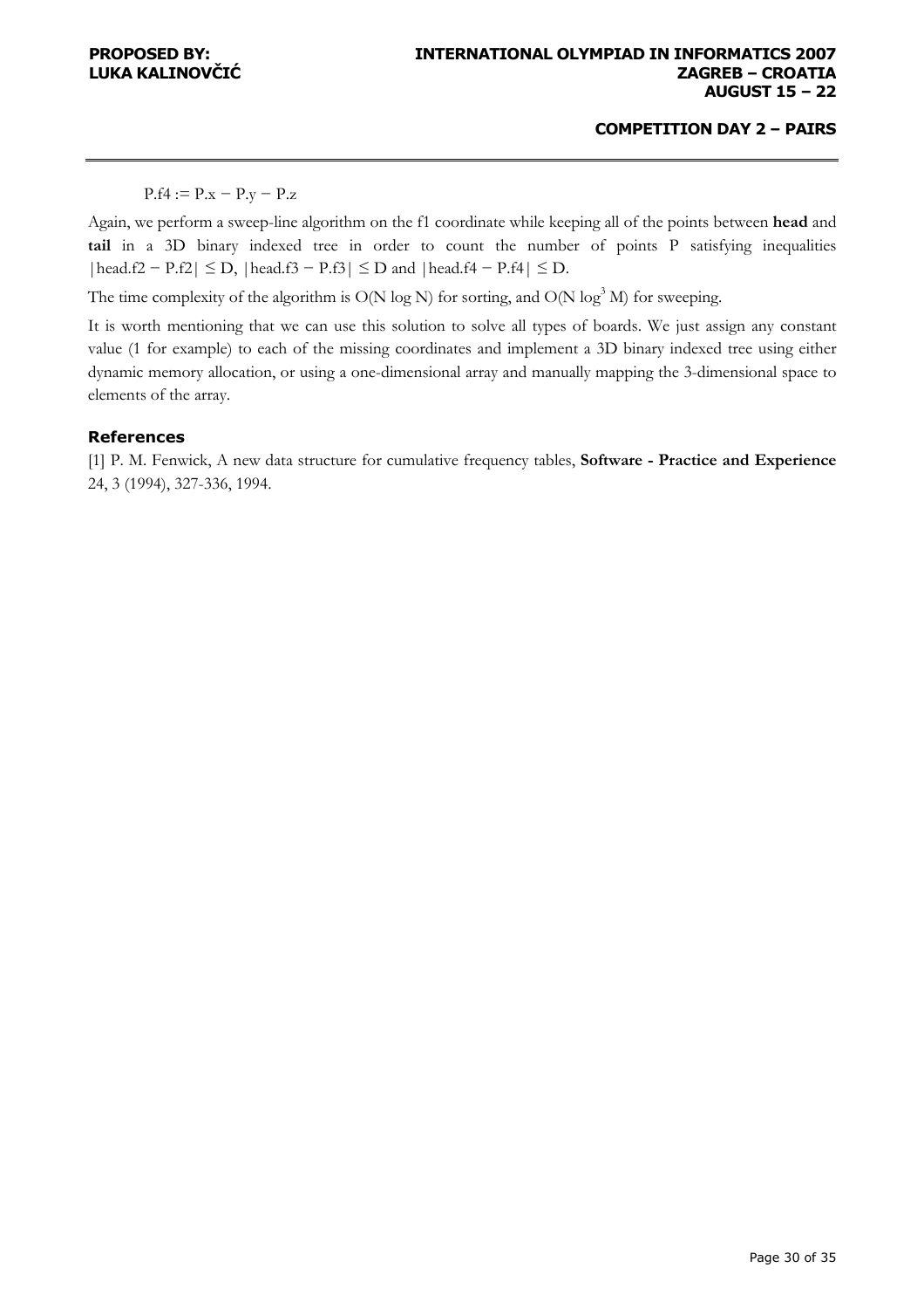$P.f4 := P.x - P.y - P.z$

Again, we perform a sweep-line algorithm on the f1 coordinate while keeping all of the points between **head** and **tail** in a 3D binary indexed tree in order to count the number of points P satisfying inequalities $|head.f2 - P.f2| \leq D$, $|head.f3 - P.f3| \leq D$ and $|head.f4 - P.f4| \leq D$.

The time complexity of the algorithm is $O(N \log N)$ for sorting, and $O(N \log^3 M)$ for sweeping.

It is worth mentioning that we can use this solution to solve all types of boards. We just assign any constant value (1 for example) to each of the missing coordinates and implement a 3D binary indexed tree using either dynamic memory allocation, or using a one-dimensional array and manually mapping the 3-dimensional space to elements of the array.

### References

[1] P. M. Fenwick, A new data structure for cumulative frequency tables, **Software - Practice and Experience** 24, 3 (1994), 327-336, 1994.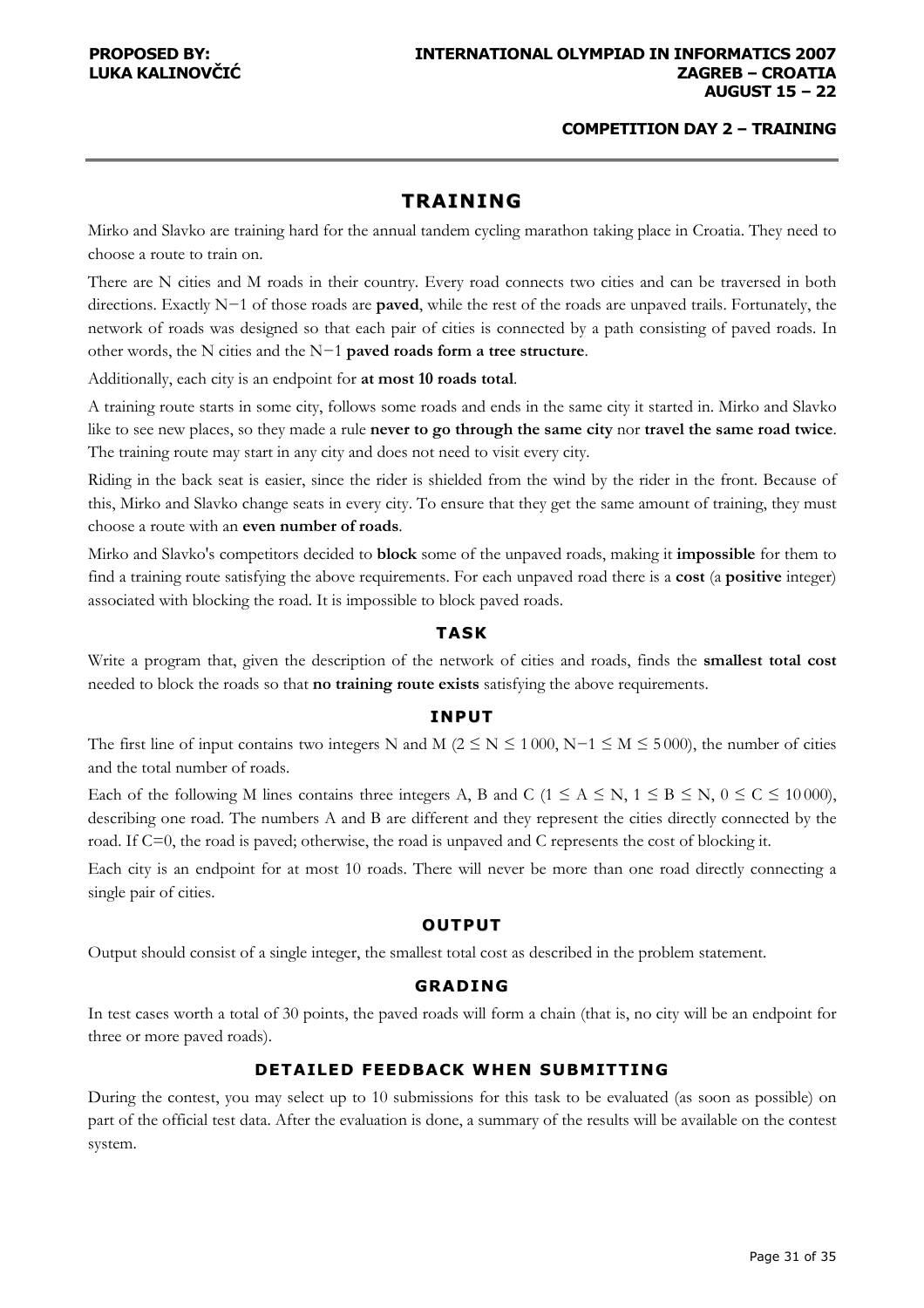# TRAINING

Mirko and Slavko are training hard for the annual tandem cycling marathon taking place in Croatia. They need to choose a route to train on.

There are N cities and M roads in their country. Every road connects two cities and can be traversed in both directions. Exactly N−1 of those roads are **paved**, while the rest of the roads are unpaved trails. Fortunately, the network of roads was designed so that each pair of cities is connected by a path consisting of paved roads. In other words, the N cities and the N−1 **paved roads form a tree structure**.

Additionally, each city is an endpoint for **at most 10 roads total**.

A training route starts in some city, follows some roads and ends in the same city it started in. Mirko and Slavko like to see new places, so they made a rule **never to go through the same city** nor **travel the same road twice**. The training route may start in any city and does not need to visit every city.

Riding in the back seat is easier, since the rider is shielded from the wind by the rider in the front. Because of this, Mirko and Slavko change seats in every city. To ensure that they get the same amount of training, they must choose a route with an **even number of roads**.

Mirko and Slavko's competitors decided to **block** some of the unpaved roads, making it **impossible** for them to find a training route satisfying the above requirements. For each unpaved road there is a **cost** (a **positive** integer) associated with blocking the road. It is impossible to block paved roads.

### TASK

Write a program that, given the description of the network of cities and roads, finds the **smallest total cost** needed to block the roads so that **no training route exists** satisfying the above requirements.

### INPUT

The first line of input contains two integers N and M ($2 \le N \le 1\,000$, $N-1 \le M \le 5\,000$), the number of cities and the total number of roads.

Each of the following M lines contains three integers A, B and C ($1 \le A \le N$, $1 \le B \le N$, $0 \le C \le 10\,000$), describing one road. The numbers A and B are different and they represent the cities directly connected by the road. If C=0, the road is paved; otherwise, the road is unpaved and C represents the cost of blocking it.

Each city is an endpoint for at most 10 roads. There will never be more than one road directly connecting a single pair of cities.

### OUTPUT

Output should consist of a single integer, the smallest total cost as described in the problem statement.

### GRADING

In test cases worth a total of 30 points, the paved roads will form a chain (that is, no city will be an endpoint for three or more paved roads).

### DETAILED FEEDBACK WHEN SUBMITTING

During the contest, you may select up to 10 submissions for this task to be evaluated (as soon as possible) on part of the official test data. After the evaluation is done, a summary of the results will be available on the contest system.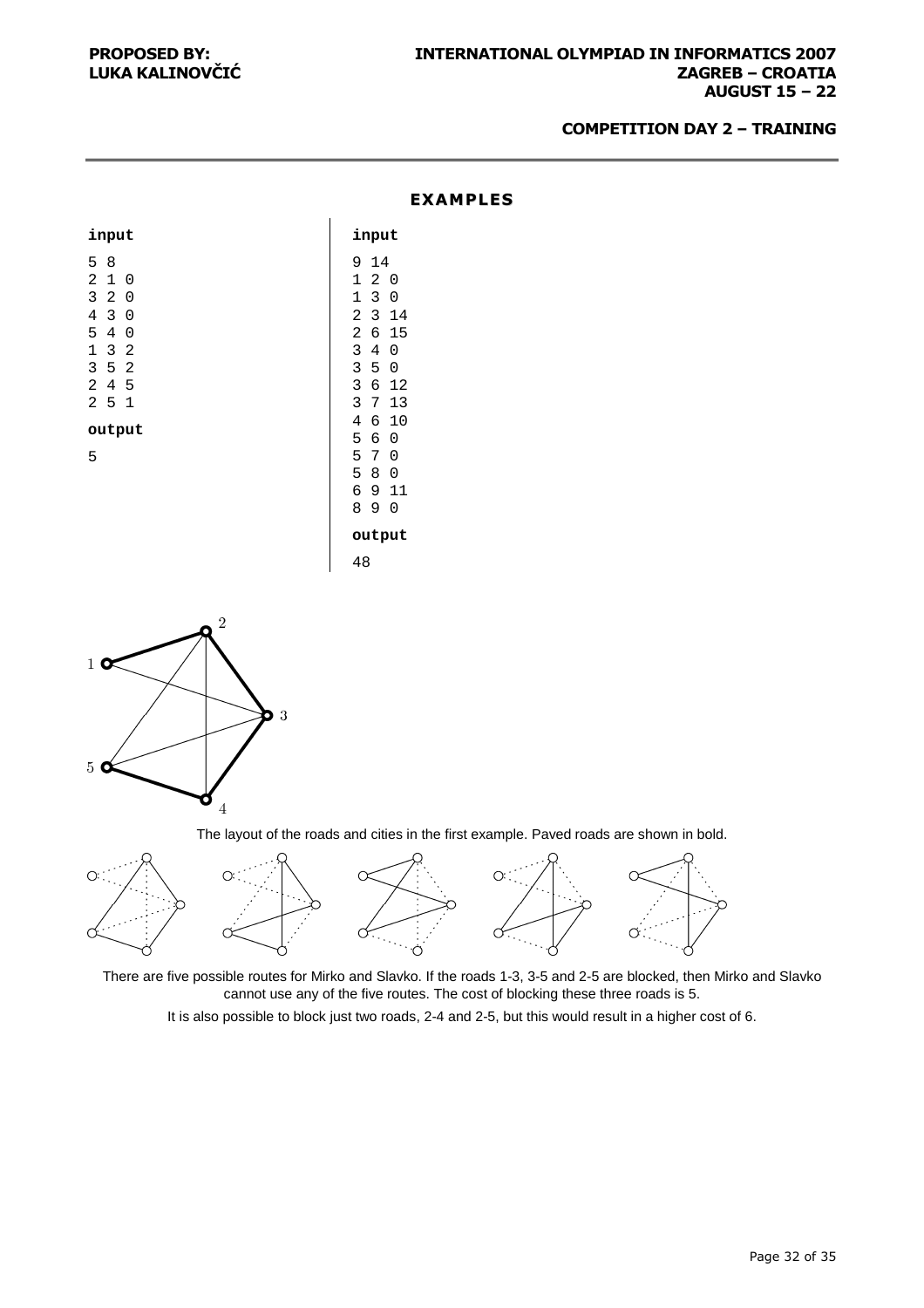## EXAMPLES

**input**

```
5 8
2 1 0
3 2 0
4 3 0
5 4 0
1 3 2
3 5 2
2 4 5
2 5 1
```

**output**

```
5
```

**input**

```
9 14
1 2 0
1 3 0
2 3 14
2 6 15
3 4 0
3 5 0
3 6 12
3 7 13
4 6 10
5 6 0
5 7 0
5 8 0
6 9 11
8 9 0
```

**output**

```
48
```

The layout of the roads and cities in the first example. Paved roads are shown in bold.

There are five possible routes for Mirko and Slavko. If the roads 1-3, 3-5 and 2-5 are blocked, then Mirko and Slavko cannot use any of the five routes. The cost of blocking these three roads is 5.

It is also possible to block just two roads, 2-4 and 2-5, but this would result in a higher cost of 6.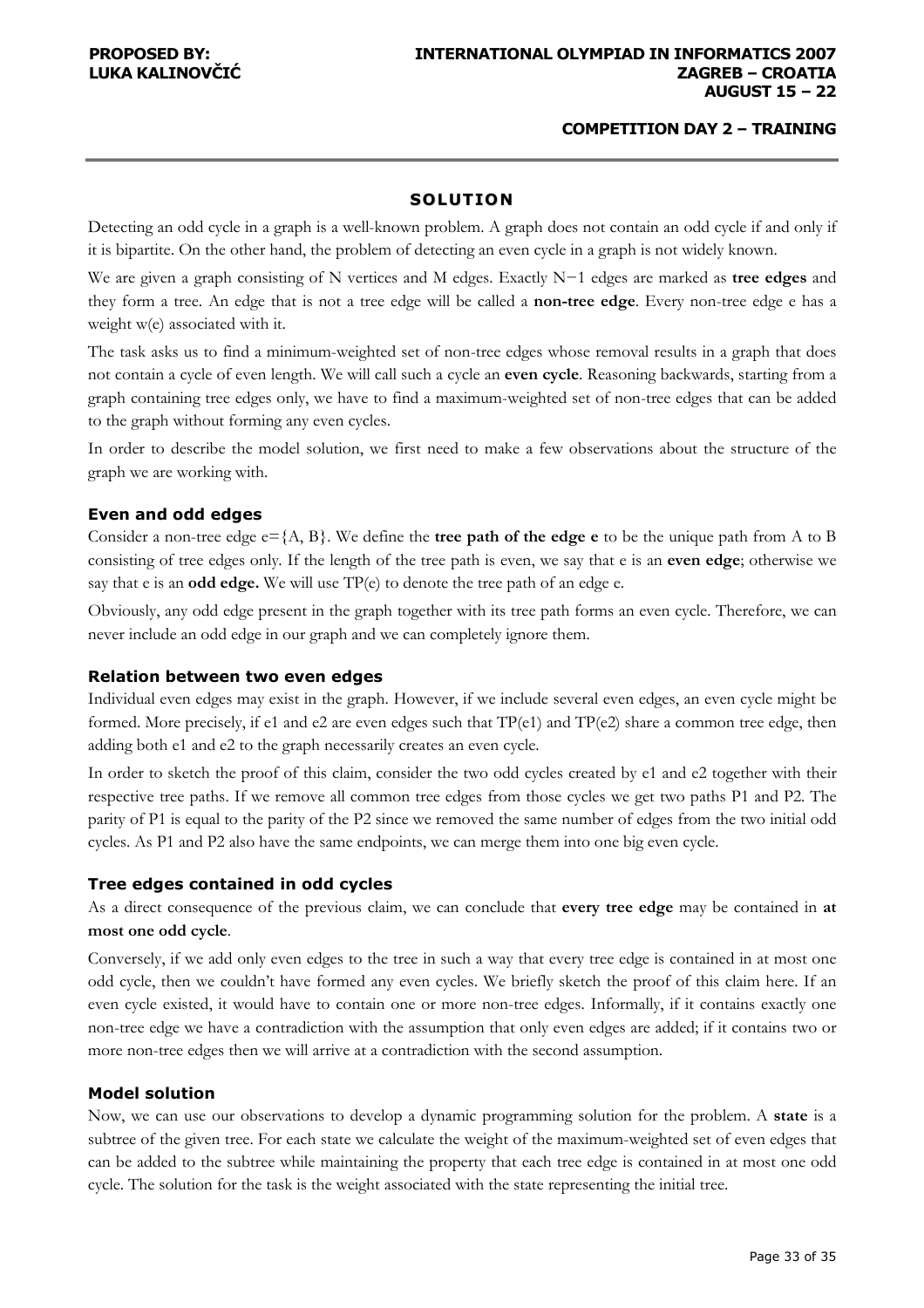## SOLUTION

Detecting an odd cycle in a graph is a well-known problem. A graph does not contain an odd cycle if and only if it is bipartite. On the other hand, the problem of detecting an even cycle in a graph is not widely known.

We are given a graph consisting of N vertices and M edges. Exactly N−1 edges are marked as **tree edges** and they form a tree. An edge that is not a tree edge will be called a **non-tree edge**. Every non-tree edge e has a weight w(e) associated with it.

The task asks us to find a minimum-weighted set of non-tree edges whose removal results in a graph that does not contain a cycle of even length. We will call such a cycle an **even cycle**. Reasoning backwards, starting from a graph containing tree edges only, we have to find a maximum-weighted set of non-tree edges that can be added to the graph without forming any even cycles.

In order to describe the model solution, we first need to make a few observations about the structure of the graph we are working with.

### Even and odd edges

Consider a non-tree edge e={A, B}. We define the **tree path of the edge e** to be the unique path from A to B consisting of tree edges only. If the length of the tree path is even, we say that e is an **even edge**; otherwise we say that e is an **odd edge.** We will use TP(e) to denote the tree path of an edge e.

Obviously, any odd edge present in the graph together with its tree path forms an even cycle. Therefore, we can never include an odd edge in our graph and we can completely ignore them.

### Relation between two even edges

Individual even edges may exist in the graph. However, if we include several even edges, an even cycle might be formed. More precisely, if e1 and e2 are even edges such that TP(e1) and TP(e2) share a common tree edge, then adding both e1 and e2 to the graph necessarily creates an even cycle.

In order to sketch the proof of this claim, consider the two odd cycles created by e1 and e2 together with their respective tree paths. If we remove all common tree edges from those cycles we get two paths P1 and P2. The parity of P1 is equal to the parity of the P2 since we removed the same number of edges from the two initial odd cycles. As P1 and P2 also have the same endpoints, we can merge them into one big even cycle.

### Tree edges contained in odd cycles

As a direct consequence of the previous claim, we can conclude that **every tree edge** may be contained in **at most one odd cycle**.

Conversely, if we add only even edges to the tree in such a way that every tree edge is contained in at most one odd cycle, then we couldn't have formed any even cycles. We briefly sketch the proof of this claim here. If an even cycle existed, it would have to contain one or more non-tree edges. Informally, if it contains exactly one non-tree edge we have a contradiction with the assumption that only even edges are added; if it contains two or more non-tree edges then we will arrive at a contradiction with the second assumption.

### Model solution

Now, we can use our observations to develop a dynamic programming solution for the problem. A **state** is a subtree of the given tree. For each state we calculate the weight of the maximum-weighted set of even edges that can be added to the subtree while maintaining the property that each tree edge is contained in at most one odd cycle. The solution for the task is the weight associated with the state representing the initial tree.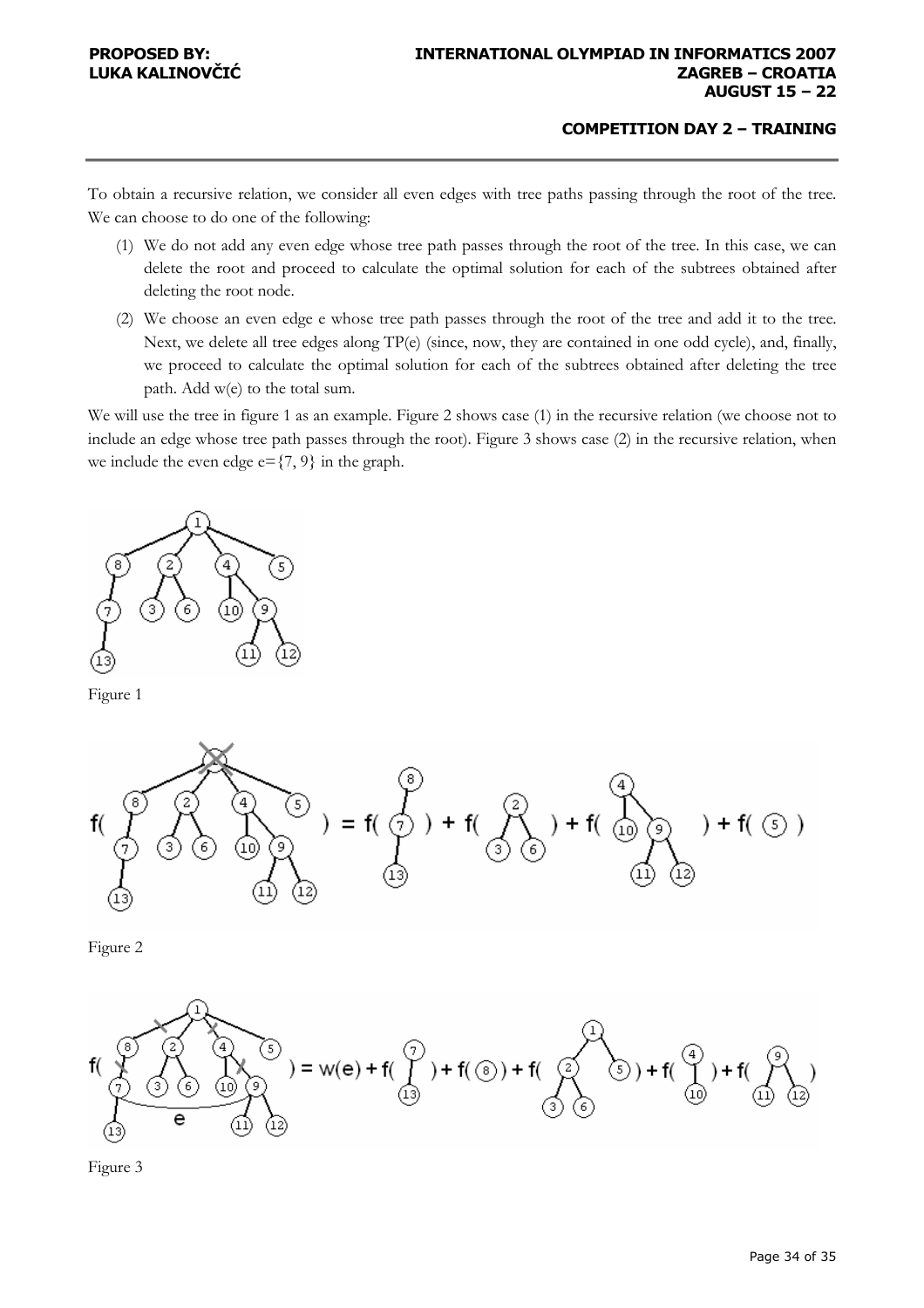To obtain a recursive relation, we consider all even edges with tree paths passing through the root of the tree. We can choose to do one of the following:

1. We do not add any even edge whose tree path passes through the root of the tree. In this case, we can delete the root and proceed to calculate the optimal solution for each of the subtrees obtained after deleting the root node.
2. We choose an even edge e whose tree path passes through the root of the tree and add it to the tree. Next, we delete all tree edges along TP(e) (since, now, they are contained in one odd cycle), and, finally, we proceed to calculate the optimal solution for each of the subtrees obtained after deleting the tree path. Add w(e) to the total sum.

We will use the tree in figure 1 as an example. Figure 2 shows case (1) in the recursive relation (we choose not to include an edge whose tree path passes through the root). Figure 3 shows case (2) in the recursive relation, when we include the even edge e={7, 9} in the graph.

Figure 1

Figure 2

Figure 3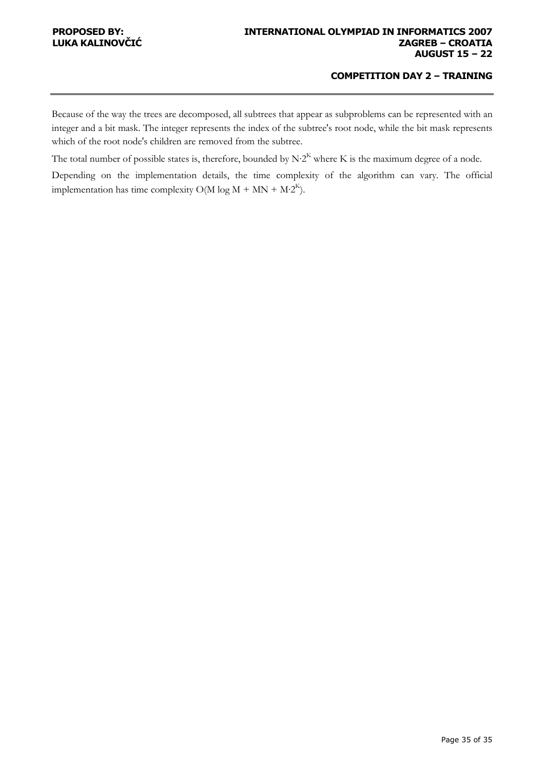Because of the way the trees are decomposed, all subtrees that appear as subproblems can be represented with an integer and a bit mask. The integer represents the index of the subtree's root node, while the bit mask represents which of the root node's children are removed from the subtree.

The total number of possible states is, therefore, bounded by $N \cdot 2^K$ where K is the maximum degree of a node.

Depending on the implementation details, the time complexity of the algorithm can vary. The official implementation has time complexity $O(M \log M + MN + M \cdot 2^K)$.